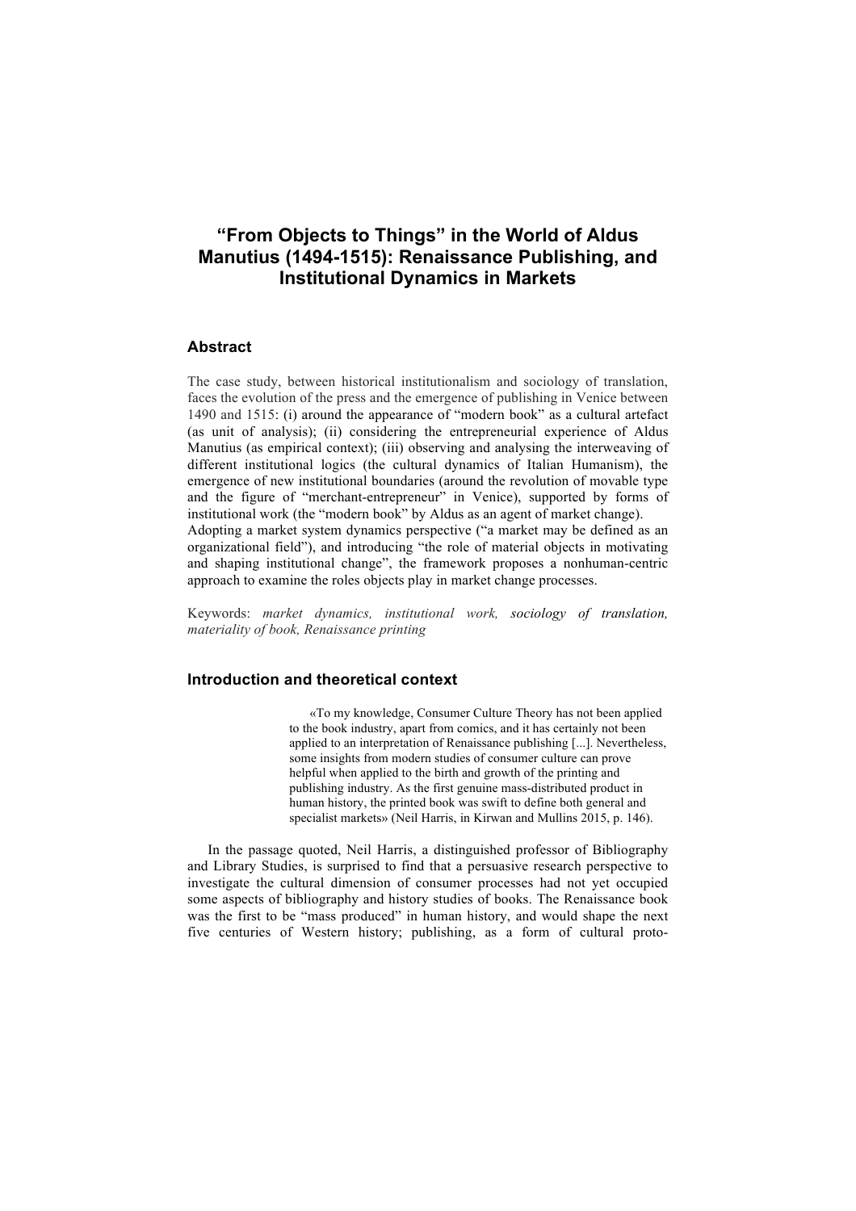# "From Objects to Things" in the World of Aldus Manutius (1494-1515): Renaissance Publishing, and Institutional Dynamics in Markets

## Abstract

The case study, between historical institutionalism and sociology of translation, faces the evolution of the press and the emergence of publishing in Venice between 1490 and 1515: (i) around the appearance of "modern book" as a cultural artefact (as unit of analysis); (ii) considering the entrepreneurial experience of Aldus Manutius (as empirical context); (iii) observing and analysing the interweaving of different institutional logics (the cultural dynamics of Italian Humanism), the emergence of new institutional boundaries (around the revolution of movable type and the figure of "merchant-entrepreneur" in Venice), supported by forms of institutional work (the "modern book" by Aldus as an agent of market change). Adopting a market system dynamics perspective ("a market may be defined as an organizational field"), and introducing "the role of material objects in motivating and shaping institutional change", the framework proposes a nonhuman-centric approach to examine the roles objects play in market change processes.

Keywords: *market dynamics, institutional work, sociology of translation, materiality of book, Renaissance printing*

## Introduction and theoretical context

> «To my knowledge, Consumer Culture Theory has not been applied to the book industry, apart from comics, and it has certainly not been applied to an interpretation of Renaissance publishing [...]. Nevertheless, some insights from modern studies of consumer culture can prove helpful when applied to the birth and growth of the printing and publishing industry. As the first genuine mass-distributed product in human history, the printed book was swift to define both general and specialist markets» (Neil Harris, in Kirwan and Mullins 2015, p. 146).

In the passage quoted, Neil Harris, a distinguished professor of Bibliography and Library Studies, is surprised to find that a persuasive research perspective to investigate the cultural dimension of consumer processes had not yet occupied some aspects of bibliography and history studies of books. The Renaissance book was the first to be "mass produced" in human history, and would shape the next five centuries of Western history; publishing, as a form of cultural proto-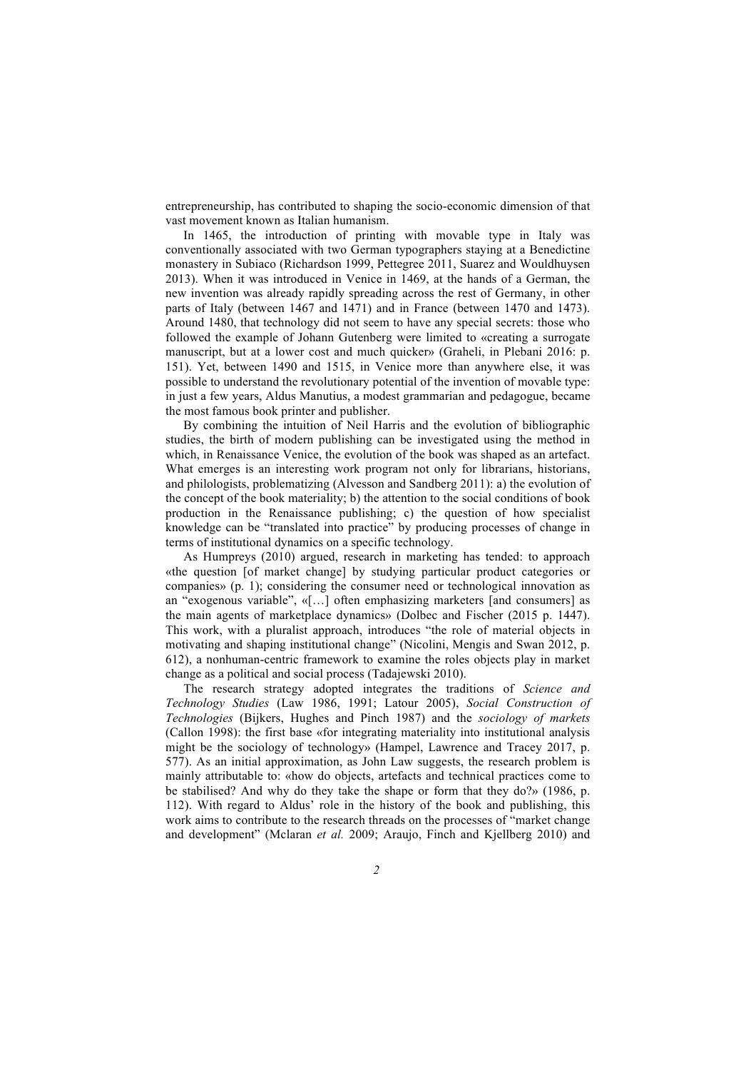entrepreneurship, has contributed to shaping the socio-economic dimension of that vast movement known as Italian humanism.

In 1465, the introduction of printing with movable type in Italy was conventionally associated with two German typographers staying at a Benedictine monastery in Subiaco (Richardson 1999, Pettegree 2011, Suarez and Wouldhuysen 2013). When it was introduced in Venice in 1469, at the hands of a German, the new invention was already rapidly spreading across the rest of Germany, in other parts of Italy (between 1467 and 1471) and in France (between 1470 and 1473). Around 1480, that technology did not seem to have any special secrets: those who followed the example of Johann Gutenberg were limited to «creating a surrogate manuscript, but at a lower cost and much quicker» (Graheli, in Plebani 2016: p. 151). Yet, between 1490 and 1515, in Venice more than anywhere else, it was possible to understand the revolutionary potential of the invention of movable type: in just a few years, Aldus Manutius, a modest grammarian and pedagogue, became the most famous book printer and publisher.

By combining the intuition of Neil Harris and the evolution of bibliographic studies, the birth of modern publishing can be investigated using the method in which, in Renaissance Venice, the evolution of the book was shaped as an artefact. What emerges is an interesting work program not only for librarians, historians, and philologists, problematizing (Alvesson and Sandberg 2011): a) the evolution of the concept of the book materiality; b) the attention to the social conditions of book production in the Renaissance publishing; c) the question of how specialist knowledge can be "translated into practice" by producing processes of change in terms of institutional dynamics on a specific technology.

As Humpreys (2010) argued, research in marketing has tended: to approach «the question [of market change] by studying particular product categories or companies» (p. 1); considering the consumer need or technological innovation as an "exogenous variable", «[…] often emphasizing marketers [and consumers] as the main agents of marketplace dynamics» (Dolbec and Fischer (2015 p. 1447). This work, with a pluralist approach, introduces "the role of material objects in motivating and shaping institutional change" (Nicolini, Mengis and Swan 2012, p. 612), a nonhuman-centric framework to examine the roles objects play in market change as a political and social process (Tadajewski 2010).

The research strategy adopted integrates the traditions of *Science and Technology Studies* (Law 1986, 1991; Latour 2005), *Social Construction of Technologies* (Bijkers, Hughes and Pinch 1987) and the *sociology of markets* (Callon 1998): the first base «for integrating materiality into institutional analysis might be the sociology of technology» (Hampel, Lawrence and Tracey 2017, p. 577). As an initial approximation, as John Law suggests, the research problem is mainly attributable to: «how do objects, artefacts and technical practices come to be stabilised? And why do they take the shape or form that they do?» (1986, p. 112). With regard to Aldus' role in the history of the book and publishing, this work aims to contribute to the research threads on the processes of "market change and development" (Mclaran *et al.* 2009; Araujo, Finch and Kjellberg 2010) and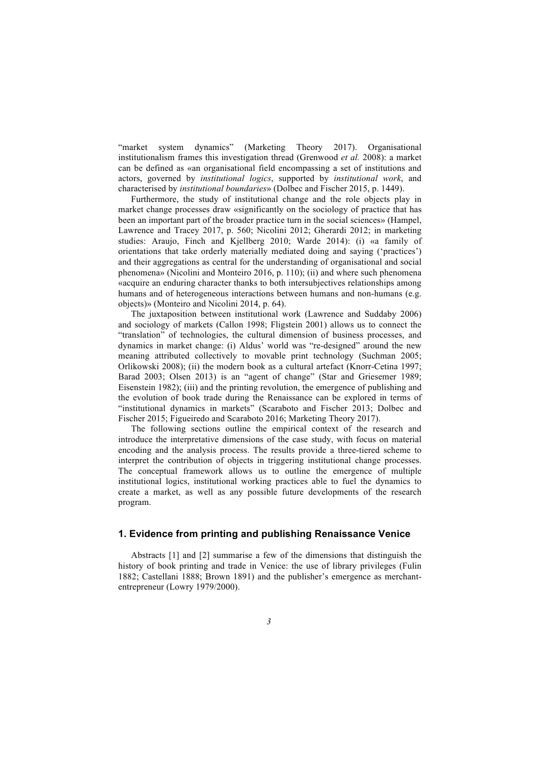"market system dynamics" (Marketing Theory 2017). Organisational institutionalism frames this investigation thread (Grenwood *et al.* 2008): a market can be defined as «an organisational field encompassing a set of institutions and actors, governed by *institutional logics*, supported by *institutional work*, and characterised by *institutional boundaries*» (Dolbec and Fischer 2015, p. 1449).

Furthermore, the study of institutional change and the role objects play in market change processes draw «significantly on the sociology of practice that has been an important part of the broader practice turn in the social sciences» (Hampel, Lawrence and Tracey 2017, p. 560; Nicolini 2012; Gherardi 2012; in marketing studies: Araujo, Finch and Kjellberg 2010; Warde 2014): (i) «a family of orientations that take orderly materially mediated doing and saying ('practices') and their aggregations as central for the understanding of organisational and social phenomena» (Nicolini and Monteiro 2016, p. 110); (ii) and where such phenomena «acquire an enduring character thanks to both intersubjectives relationships among humans and of heterogeneous interactions between humans and non-humans (e.g. objects)» (Monteiro and Nicolini 2014, p. 64).

The juxtaposition between institutional work (Lawrence and Suddaby 2006) and sociology of markets (Callon 1998; Fligstein 2001) allows us to connect the "translation" of technologies, the cultural dimension of business processes, and dynamics in market change: (i) Aldus' world was "re-designed" around the new meaning attributed collectively to movable print technology (Suchman 2005; Orlikowski 2008); (ii) the modern book as a cultural artefact (Knorr-Cetina 1997; Barad 2003; Olsen 2013) is an "agent of change" (Star and Griesemer 1989; Eisenstein 1982); (iii) and the printing revolution, the emergence of publishing and the evolution of book trade during the Renaissance can be explored in terms of "institutional dynamics in markets" (Scaraboto and Fischer 2013; Dolbec and Fischer 2015; Figueiredo and Scaraboto 2016; Marketing Theory 2017).

The following sections outline the empirical context of the research and introduce the interpretative dimensions of the case study, with focus on material encoding and the analysis process. The results provide a three-tiered scheme to interpret the contribution of objects in triggering institutional change processes. The conceptual framework allows us to outline the emergence of multiple institutional logics, institutional working practices able to fuel the dynamics to create a market, as well as any possible future developments of the research program.

## 1. Evidence from printing and publishing Renaissance Venice

Abstracts [1] and [2] summarise a few of the dimensions that distinguish the history of book printing and trade in Venice: the use of library privileges (Fulin 1882; Castellani 1888; Brown 1891) and the publisher's emergence as merchant-entrepreneur (Lowry 1979/2000).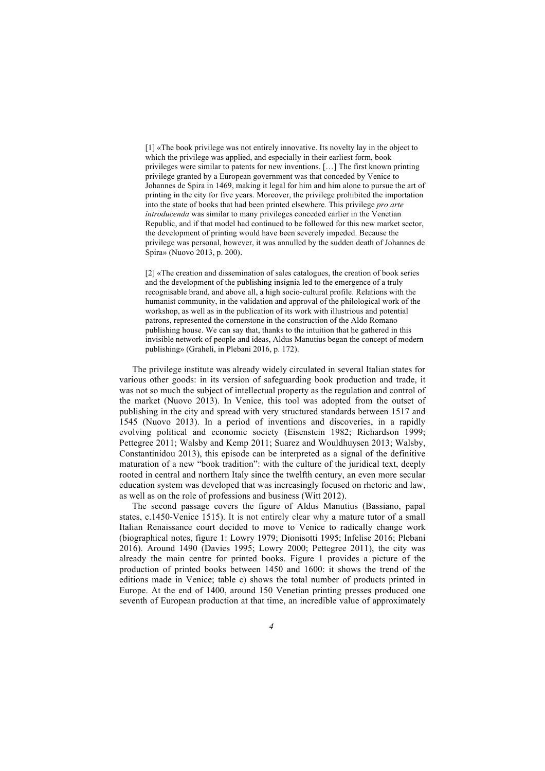> [1] «The book privilege was not entirely innovative. Its novelty lay in the object to which the privilege was applied, and especially in their earliest form, book privileges were similar to patents for new inventions. […] The first known printing privilege granted by a European government was that conceded by Venice to Johannes de Spira in 1469, making it legal for him and him alone to pursue the art of printing in the city for five years. Moreover, the privilege prohibited the importation into the state of books that had been printed elsewhere. This privilege *pro arte introducenda* was similar to many privileges conceded earlier in the Venetian Republic, and if that model had continued to be followed for this new market sector, the development of printing would have been severely impeded. Because the privilege was personal, however, it was annulled by the sudden death of Johannes de Spira» (Nuovo 2013, p. 200).

> [2] «The creation and dissemination of sales catalogues, the creation of book series and the development of the publishing insignia led to the emergence of a truly recognisable brand, and above all, a high socio-cultural profile. Relations with the humanist community, in the validation and approval of the philological work of the workshop, as well as in the publication of its work with illustrious and potential patrons, represented the cornerstone in the construction of the Aldo Romano publishing house. We can say that, thanks to the intuition that he gathered in this invisible network of people and ideas, Aldus Manutius began the concept of modern publishing» (Graheli, in Plebani 2016, p. 172).

The privilege institute was already widely circulated in several Italian states for various other goods: in its version of safeguarding book production and trade, it was not so much the subject of intellectual property as the regulation and control of the market (Nuovo 2013). In Venice, this tool was adopted from the outset of publishing in the city and spread with very structured standards between 1517 and 1545 (Nuovo 2013). In a period of inventions and discoveries, in a rapidly evolving political and economic society (Eisenstein 1982; Richardson 1999; Pettegree 2011; Walsby and Kemp 2011; Suarez and Wouldhuysen 2013; Walsby, Constantinidou 2013), this episode can be interpreted as a signal of the definitive maturation of a new "book tradition": with the culture of the juridical text, deeply rooted in central and northern Italy since the twelfth century, an even more secular education system was developed that was increasingly focused on rhetoric and law, as well as on the role of professions and business (Witt 2012).

The second passage covers the figure of Aldus Manutius (Bassiano, papal states, c.1450-Venice 1515). It is not entirely clear why a mature tutor of a small Italian Renaissance court decided to move to Venice to radically change work (biographical notes, figure 1: Lowry 1979; Dionisotti 1995; Infelise 2016; Plebani 2016). Around 1490 (Davies 1995; Lowry 2000; Pettegree 2011), the city was already the main centre for printed books. Figure 1 provides a picture of the production of printed books between 1450 and 1600: it shows the trend of the editions made in Venice; table c) shows the total number of products printed in Europe. At the end of 1400, around 150 Venetian printing presses produced one seventh of European production at that time, an incredible value of approximately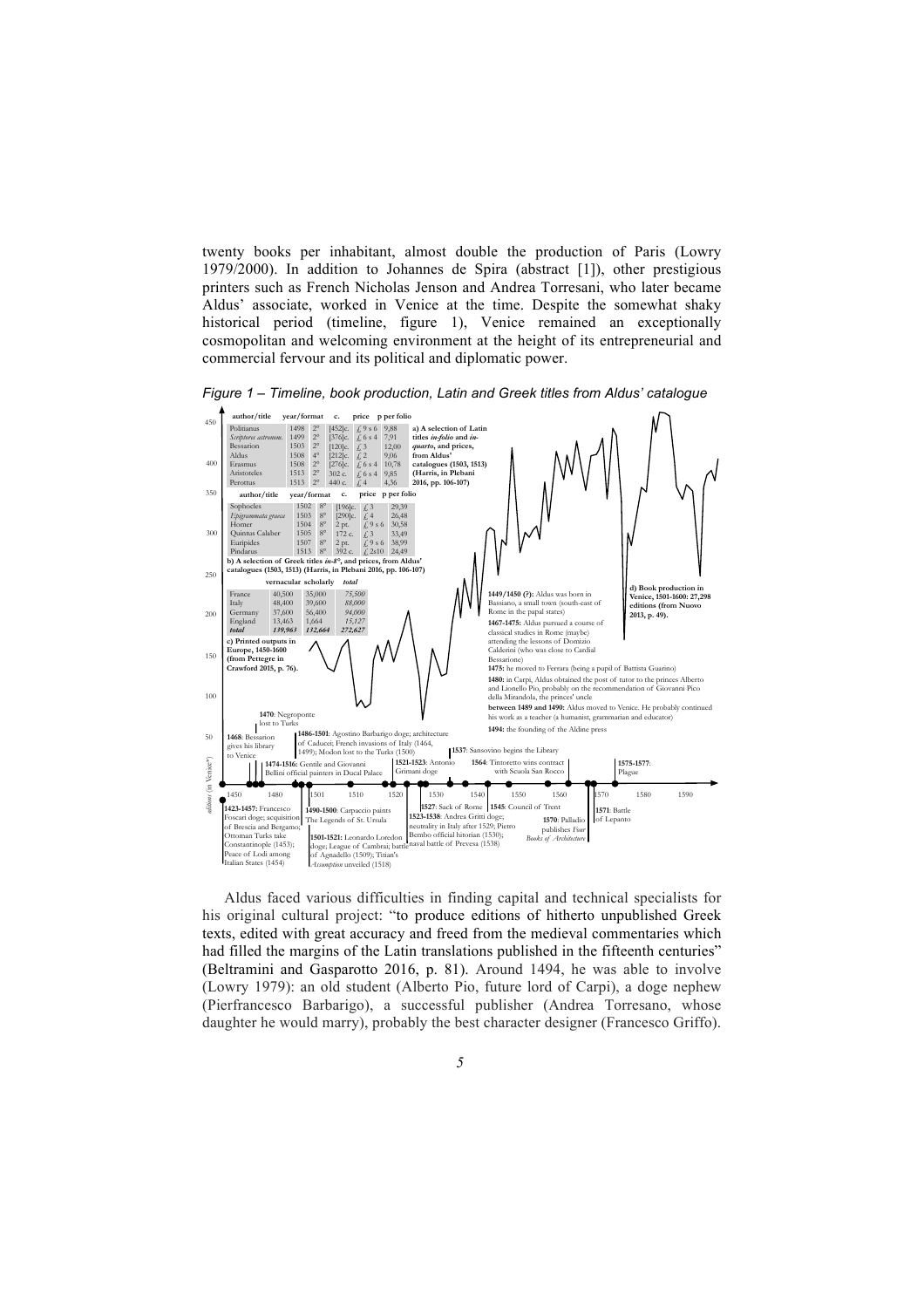twenty books per inhabitant, almost double the production of Paris (Lowry 1979/2000). In addition to Johannes de Spira (abstract [1]), other prestigious printers such as French Nicholas Jenson and Andrea Torresani, who later became Aldus' associate, worked in Venice at the time. Despite the somewhat shaky historical period (timeline, figure 1), Venice remained an exceptionally cosmopolitan and welcoming environment at the height of its entrepreneurial and commercial fervour and its political and diplomatic power.

*Figure 1 – Timeline, book production, Latin and Greek titles from Aldus' catalogue*

| author/title | year/format | | c. | price | p per folio |
|---|---|---|---|---|---|
| Politianus | 1498 | 2° | [452]c. | £ 9 s 6 | 9,88 |
| *Scriptores astronom.* | 1499 | 2° | [376]c. | £ 6 s 4 | 7,91 |
| Bessarion | 1503 | 2° | [120]c. | £ 3 | 12,00 |
| Aldus | 1508 | 4° | [212]c. | £ 2 | 9,06 |
| Erasmus | 1508 | 2° | [276]c. | £ 6 s 4 | 10,78 |
| Aristoteles | 1513 | 2° | 302 c. | £ 6 s 4 | 9,85 |
| Perottus | 1513 | 2° | 440 c. | £ 4 | 4,36 |

**a) A selection of Latin titles *in-folio* and *in-quarto*, and prices, from Aldus' catalogues (1503, 1513) (Harris, in Plebani 2016, pp. 106-107)**

| author/title | year/format | | c. | price | p per folio |
|---|---|---|---|---|---|
| Sophocles | 1502 | 8° | [196]c. | £ 3 | 29,39 |
| *Epigrammata graeca* | 1503 | 8° | [290]c. | £ 4 | 26,48 |
| Homer | 1504 | 8° | 2 pt. | £ 9 s 6 | 30,58 |
| Quintus Calaber | 1505 | 8° | 172 c. | £ 3 | 33,49 |
| Euripides | 1507 | 8° | 2 pt. | £ 9 s 6 | 38,99 |
| Pindarus | 1513 | 8° | 392 c. | £ 2s10 | 24,49 |

**b) A selection of Greek titles *in-8°*, and prices, from Aldus' catalogues (1503, 1513) (Harris, in Plebani 2016, pp. 106-107)**

| | vernacular | scholarly | *total* |
|---|---|---|---|
| France | 40,500 | 35,000 | *75,500* |
| Italy | 48,400 | 39,600 | *88,000* |
| Germany | 37,600 | 56,400 | *94,000* |
| England | 13,463 | 1,664 | *15,127* |
| ***total*** | *139,963* | *132,664* | *272,627* |

**c) Printed outputs in Europe, 1450-1600 (from Pettegre in Crawford 2015, p. 76).**

**d) Book production in Venice, 1501-1600: 27,298 editions (from Nuovo 2013, p. 49).**

- **1449/1450 (?):** Aldus was born in Bassiano, a small town (south-east of Rome in the papal states)
- **1467-1475:** Aldus pursued a course of classical studies in Rome (maybe) attending the lessons of Domizio Calderini (who was close to Cardial Bessarione)
- **1475:** he moved to Ferrara (being a pupil of Battista Guarino)
- **1480:** in Carpi, Aldus obtained the post of tutor to the princes Alberto and Lionello Pio, probably on the recommendation of Giovanni Pico della Mirandola, the princes' uncle
- **between 1489 and 1490:** Aldus moved to Venice. He probably continued his work as a teacher (a humanist, grammarian and educator)
- **1494:** the founding of the Aldine press

Timeline (*editions (in Venice*)*), 1450–1590:

- **1423-1457**: Francesco Foscari doge; acquisition of Brescia and Bergamo; Ottoman Turks take Constantinople (1453); Peace of Lodi among Italian States (1454)
- **1468**: Bessarion gives his library to Venice
- **1470**: Negroponte lost to Turks
- **1474-1516**: Gentile and Giovanni Bellini official painters in Ducal Palace
- **1486-1501**: Agostino Barbarigo doge; architecture of Caducci; French invasions of Italy (1464, 1499); Modon lost to the Turks (1500)
- **1490-1500**: Carpaccio paints The Legends of St. Ursula
- **1501-1521**: Leonardo Loredon doge; League of Cambrai; battle of Agnadello (1509); Titian's *Assumption* unveiled (1518)
- **1521-1523**: Antonio Grimani doge
- **1523-1538**: Andrea Gritti doge; neutrality in Italy after 1529; Pietro Bembo official historian (1530); naval battle of Prevesa (1538)
- **1527**: Sack of Rome
- **1537**: Sansovino begins the Library
- **1545**: Council of Trent
- **1564**: Tintoretto wins contract with Scuola San Rocco
- **1570**: Palladio publishes *Four Books of Architecture*
- **1571**: Battle of Lepanto
- **1575-1577**: Plague

Aldus faced various difficulties in finding capital and technical specialists for his original cultural project: "to produce editions of hitherto unpublished Greek texts, edited with great accuracy and freed from the medieval commentaries which had filled the margins of the Latin translations published in the fifteenth centuries" (Beltramini and Gasparotto 2016, p. 81). Around 1494, he was able to involve (Lowry 1979): an old student (Alberto Pio, future lord of Carpi), a doge nephew (Pierfrancesco Barbarigo), a successful publisher (Andrea Torresano, whose daughter he would marry), probably the best character designer (Francesco Griffo).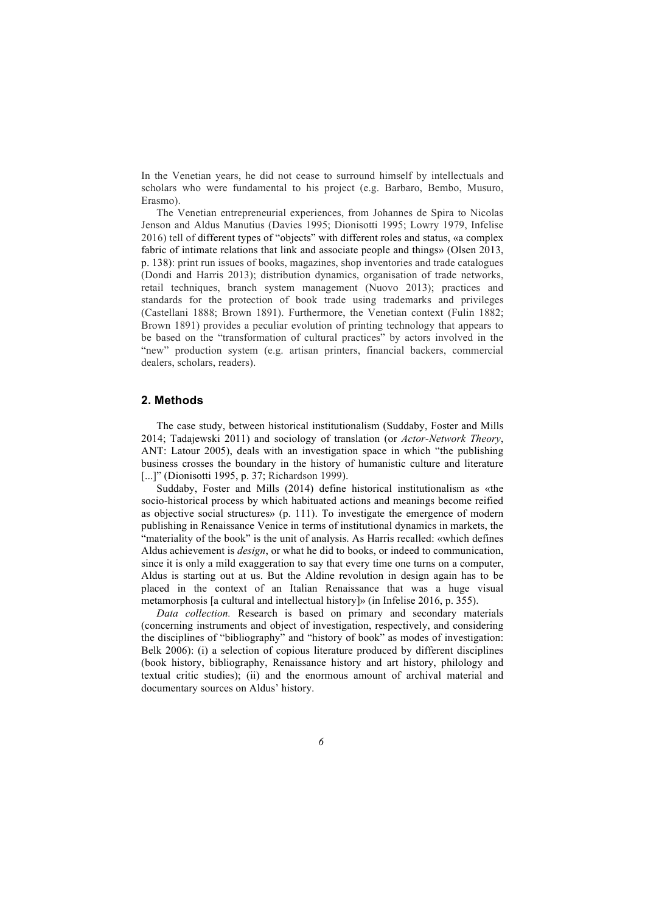In the Venetian years, he did not cease to surround himself by intellectuals and scholars who were fundamental to his project (e.g. Barbaro, Bembo, Musuro, Erasmo).

The Venetian entrepreneurial experiences, from Johannes de Spira to Nicolas Jenson and Aldus Manutius (Davies 1995; Dionisotti 1995; Lowry 1979, Infelise 2016) tell of different types of "objects" with different roles and status, «a complex fabric of intimate relations that link and associate people and things» (Olsen 2013, p. 138): print run issues of books, magazines, shop inventories and trade catalogues (Dondi and Harris 2013); distribution dynamics, organisation of trade networks, retail techniques, branch system management (Nuovo 2013); practices and standards for the protection of book trade using trademarks and privileges (Castellani 1888; Brown 1891). Furthermore, the Venetian context (Fulin 1882; Brown 1891) provides a peculiar evolution of printing technology that appears to be based on the "transformation of cultural practices" by actors involved in the "new" production system (e.g. artisan printers, financial backers, commercial dealers, scholars, readers).

## 2. Methods

The case study, between historical institutionalism (Suddaby, Foster and Mills 2014; Tadajewski 2011) and sociology of translation (or *Actor-Network Theory*, ANT: Latour 2005), deals with an investigation space in which "the publishing business crosses the boundary in the history of humanistic culture and literature [...]" (Dionisotti 1995, p. 37; Richardson 1999).

Suddaby, Foster and Mills (2014) define historical institutionalism as «the socio-historical process by which habituated actions and meanings become reified as objective social structures» (p. 111). To investigate the emergence of modern publishing in Renaissance Venice in terms of institutional dynamics in markets, the "materiality of the book" is the unit of analysis. As Harris recalled: «which defines Aldus achievement is *design*, or what he did to books, or indeed to communication, since it is only a mild exaggeration to say that every time one turns on a computer, Aldus is starting out at us. But the Aldine revolution in design again has to be placed in the context of an Italian Renaissance that was a huge visual metamorphosis [a cultural and intellectual history]» (in Infelise 2016, p. 355).

*Data collection.* Research is based on primary and secondary materials (concerning instruments and object of investigation, respectively, and considering the disciplines of "bibliography" and "history of book" as modes of investigation: Belk 2006): (i) a selection of copious literature produced by different disciplines (book history, bibliography, Renaissance history and art history, philology and textual critic studies); (ii) and the enormous amount of archival material and documentary sources on Aldus' history.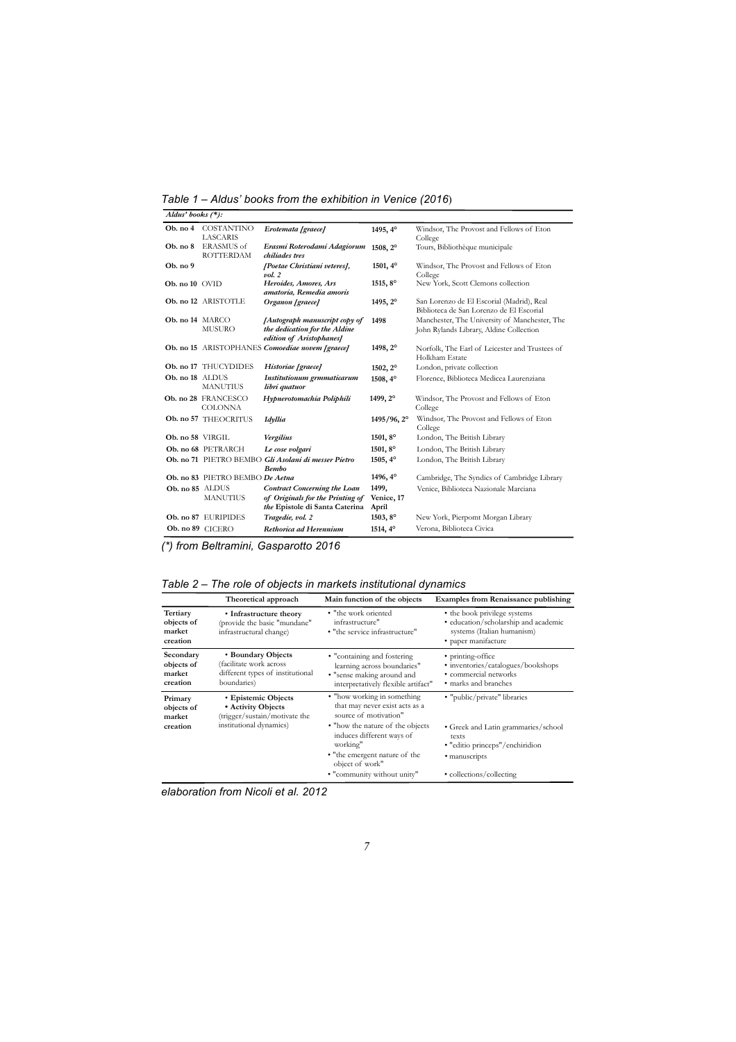*Table 1 – Aldus' books from the exhibition in Venice (2016)*

| *Aldus' books (\*):* | | | | |
|---|---|---|---|---|
| **Ob. no 4** | COSTANTINO LASCARIS | ***Erotemata [graece]*** | **1495, 4°** | Windsor, The Provost and Fellows of Eton College |
| **Ob. no 8** | ERASMUS of ROTTERDAM | ***Erasmi Roterodami Adagiorum chiliades tres*** | **1508, 2°** | Tours, Bibliothèque municipale |
| **Ob. no 9** | | ***[Poetae Christiani veteres], vol. 2*** | **1501, 4°** | Windsor, The Provost and Fellows of Eton College |
| **Ob. no 10** | OVID | ***Heroides, Amores, Ars amatoria, Remedia amoris*** | **1515, 8°** | New York, Scott Clemons collection |
| **Ob. no 12** | ARISTOTLE | ***Organon [graece]*** | **1495, 2°** | San Lorenzo de El Escorial (Madrid), Real Biblioteca de San Lorenzo de El Escorial |
| **Ob. no 14** | MARCO MUSURO | ***[Autograph manuscript copy of the dedication for the Aldine edition of Aristophanes]*** | **1498** | Manchester, The University of Manchester, The John Rylands Library, Aldine Collection |
| **Ob. no 15** | ARISTOPHANES | ***Comoediae novem [graece]*** | **1498, 2°** | Norfolk, The Earl of Leicester and Trustees of Holkham Estate |
| **Ob. no 17** | THUCYDIDES | ***Historiae [graece]*** | **1502, 2°** | London, private collection |
| **Ob. no 18** | ALDUS MANUTIUS | ***Institutionum grmmaticarum libri quatuor*** | **1508, 4°** | Florence, Biblioteca Medicea Laurenziana |
| **Ob. no 28** | FRANCESCO COLONNA | ***Hypnerotomachia Poliphili*** | **1499, 2°** | Windsor, The Provost and Fellows of Eton College |
| **Ob. no 57** | THEOCRITUS | ***Idyllia*** | **1495/96, 2°** | Windsor, The Provost and Fellows of Eton College |
| **Ob. no 58** | VIRGIL | ***Vergilius*** | **1501, 8°** | London, The British Library |
| **Ob. no 68** | PETRARCH | ***Le cose volgari*** | **1501, 8°** | London, The British Library |
| **Ob. no 71** | PIETRO BEMBO | ***Gli Asolani di messer Pietro Bembo*** | **1505, 4°** | London, The British Library |
| **Ob. no 83** | PIETRO BEMBO | ***De Aetna*** | **1496, 4°** | Cambridge, The Syndics of Cambridge Library |
| **Ob. no 85** | ALDUS MANUTIUS | ***Contract Concerning the Loan of Originals for the Printing of the* Epistole di Santa Caterina** | **1499, Venice, 17 April** | Venice, Biblioteca Nazionale Marciana |
| **Ob. no 87** | EURIPIDES | ***Tragedie, vol. 2*** | **1503, 8°** | New York, Pierpomt Morgan Library |
| **Ob. no 89** | CICERO | ***Rethorica ad Herennium*** | **1514, 4°** | Verona, Biblioteca Civica |

*(\*) from Beltramini, Gasparotto 2016*

*Table 2 – The role of objects in markets institutional dynamics*

| | **Theoretical approach** | **Main function of the objects** | **Examples from Renaissance publishing** |
|---|---|---|---|
| **Tertiary objects of market creation** | • **Infrastructure theory** (provide the basic "mundane" infrastructural change) | • "the work oriented infrastructure"<br>• "the service infrastructure" | • the book privilege systems<br>• education/scholarship and academic systems (Italian humanism)<br>• paper manifacture |
| **Secondary objects of market creation** | • **Boundary Objects** (facilitate work across different types of institutional boundaries) | • "containing and fostering learning across boundaries"<br>• "sense making around and interpretatively flexible artifact" | • printing-office<br>• inventories/catalogues/bookshops<br>• commercial networks<br>• marks and branches |
| **Primary objects of market creation** | • **Epistemic Objects**<br>• **Activity Objects** (trigger/sustain/motivate the institutional dynamics) | • "how working in something that may never exist acts as a source of motivation"<br>• "how the nature of the objects induces different ways of working"<br>• "the emergent nature of the object of work"<br>• "community without unity" | • "public/private" libraries<br>• Greek and Latin grammaries/school texts<br>• "editio princeps"/enchiridion<br>• manuscripts<br>• collections/collecting |

*elaboration from Nicoli et al. 2012*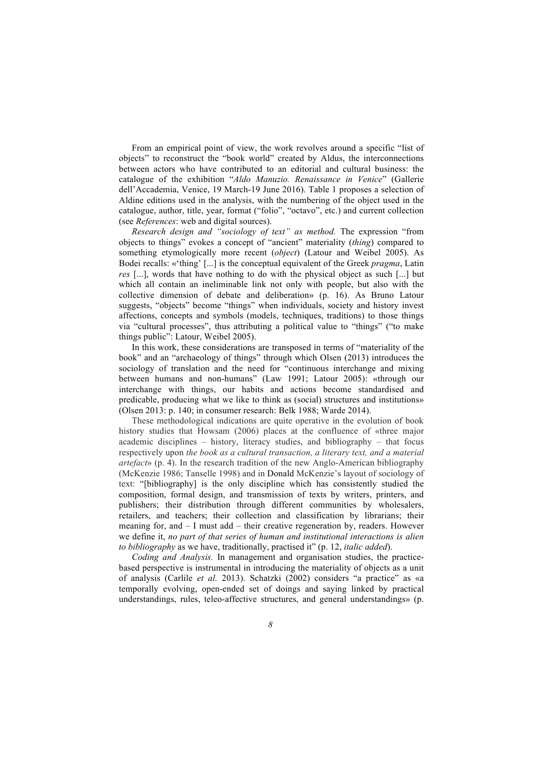From an empirical point of view, the work revolves around a specific "list of objects" to reconstruct the "book world" created by Aldus, the interconnections between actors who have contributed to an editorial and cultural business: the catalogue of the exhibition "*Aldo Manuzio. Renaissance in Venice*" (Gallerie dell'Accademia, Venice, 19 March-19 June 2016). Table 1 proposes a selection of Aldine editions used in the analysis, with the numbering of the object used in the catalogue, author, title, year, format ("folio", "octavo", etc.) and current collection (see *References*: web and digital sources).

*Research design and "sociology of text" as method.* The expression "from objects to things" evokes a concept of "ancient" materiality (*thing*) compared to something etymologically more recent (*object*) (Latour and Weibel 2005). As Bodei recalls: «'thing' [...] is the conceptual equivalent of the Greek *pragma*, Latin *res* [...], words that have nothing to do with the physical object as such [...] but which all contain an ineliminable link not only with people, but also with the collective dimension of debate and deliberation» (p. 16). As Bruno Latour suggests, "objects" become "things" when individuals, society and history invest affections, concepts and symbols (models, techniques, traditions) to those things via "cultural processes", thus attributing a political value to "things" ("to make things public": Latour, Weibel 2005).

In this work, these considerations are transposed in terms of "materiality of the book" and an "archaeology of things" through which Olsen (2013) introduces the sociology of translation and the need for "continuous interchange and mixing between humans and non-humans" (Law 1991; Latour 2005): «through our interchange with things, our habits and actions become standardised and predicable, producing what we like to think as (social) structures and institutions» (Olsen 2013: p. 140; in consumer research: Belk 1988; Warde 2014).

These methodological indications are quite operative in the evolution of book history studies that Howsam (2006) places at the confluence of «three major academic disciplines – history, literacy studies, and bibliography – that focus respectively upon *the book as a cultural transaction, a literary text, and a material artefact*» (p. 4). In the research tradition of the new Anglo-American bibliography (McKenzie 1986; Tanselle 1998) and in Donald McKenzie's layout of sociology of text: "[bibliography] is the only discipline which has consistently studied the composition, formal design, and transmission of texts by writers, printers, and publishers; their distribution through different communities by wholesalers, retailers, and teachers; their collection and classification by librarians; their meaning for, and – I must add – their creative regeneration by, readers. However we define it, *no part of that series of human and institutional interactions is alien to bibliography* as we have, traditionally, practised it" (p. 12, *italic added*).

*Coding and Analysis.* In management and organisation studies, the practice-based perspective is instrumental in introducing the materiality of objects as a unit of analysis (Carlile *et al.* 2013). Schatzki (2002) considers "a practice" as «a temporally evolving, open-ended set of doings and saying linked by practical understandings, rules, teleo-affective structures, and general understandings» (p.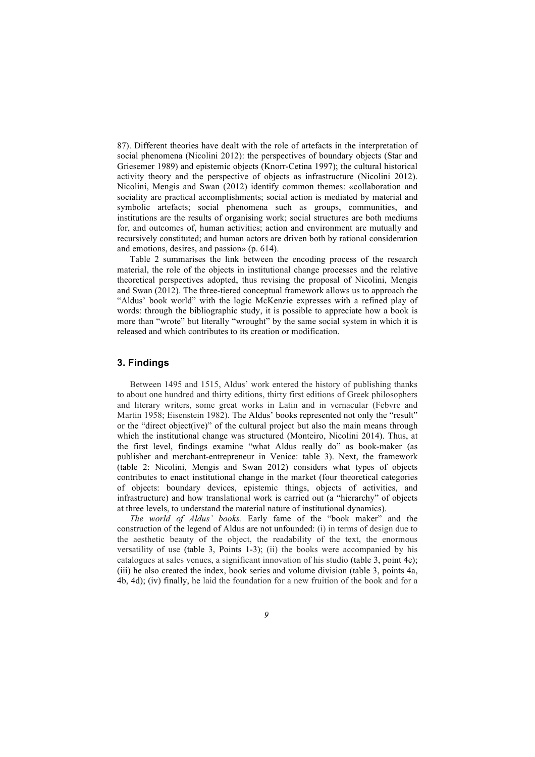87). Different theories have dealt with the role of artefacts in the interpretation of social phenomena (Nicolini 2012): the perspectives of boundary objects (Star and Griesemer 1989) and epistemic objects (Knorr-Cetina 1997); the cultural historical activity theory and the perspective of objects as infrastructure (Nicolini 2012). Nicolini, Mengis and Swan (2012) identify common themes: «collaboration and sociality are practical accomplishments; social action is mediated by material and symbolic artefacts; social phenomena such as groups, communities, and institutions are the results of organising work; social structures are both mediums for, and outcomes of, human activities; action and environment are mutually and recursively constituted; and human actors are driven both by rational consideration and emotions, desires, and passion» (p. 614).

Table 2 summarises the link between the encoding process of the research material, the role of the objects in institutional change processes and the relative theoretical perspectives adopted, thus revising the proposal of Nicolini, Mengis and Swan (2012). The three-tiered conceptual framework allows us to approach the "Aldus' book world" with the logic McKenzie expresses with a refined play of words: through the bibliographic study, it is possible to appreciate how a book is more than "wrote" but literally "wrought" by the same social system in which it is released and which contributes to its creation or modification.

## 3. Findings

Between 1495 and 1515, Aldus' work entered the history of publishing thanks to about one hundred and thirty editions, thirty first editions of Greek philosophers and literary writers, some great works in Latin and in vernacular (Febvre and Martin 1958; Eisenstein 1982). The Aldus' books represented not only the "result" or the "direct object(ive)" of the cultural project but also the main means through which the institutional change was structured (Monteiro, Nicolini 2014). Thus, at the first level, findings examine "what Aldus really do" as book-maker (as publisher and merchant-entrepreneur in Venice: table 3). Next, the framework (table 2: Nicolini, Mengis and Swan 2012) considers what types of objects contributes to enact institutional change in the market (four theoretical categories of objects: boundary devices, epistemic things, objects of activities, and infrastructure) and how translational work is carried out (a "hierarchy" of objects at three levels, to understand the material nature of institutional dynamics).

*The world of Aldus' books.* Early fame of the "book maker" and the construction of the legend of Aldus are not unfounded: (i) in terms of design due to the aesthetic beauty of the object, the readability of the text, the enormous versatility of use (table 3, Points 1-3); (ii) the books were accompanied by his catalogues at sales venues, a significant innovation of his studio (table 3, point 4e); (iii) he also created the index, book series and volume division (table 3, points 4a, 4b, 4d); (iv) finally, he laid the foundation for a new fruition of the book and for a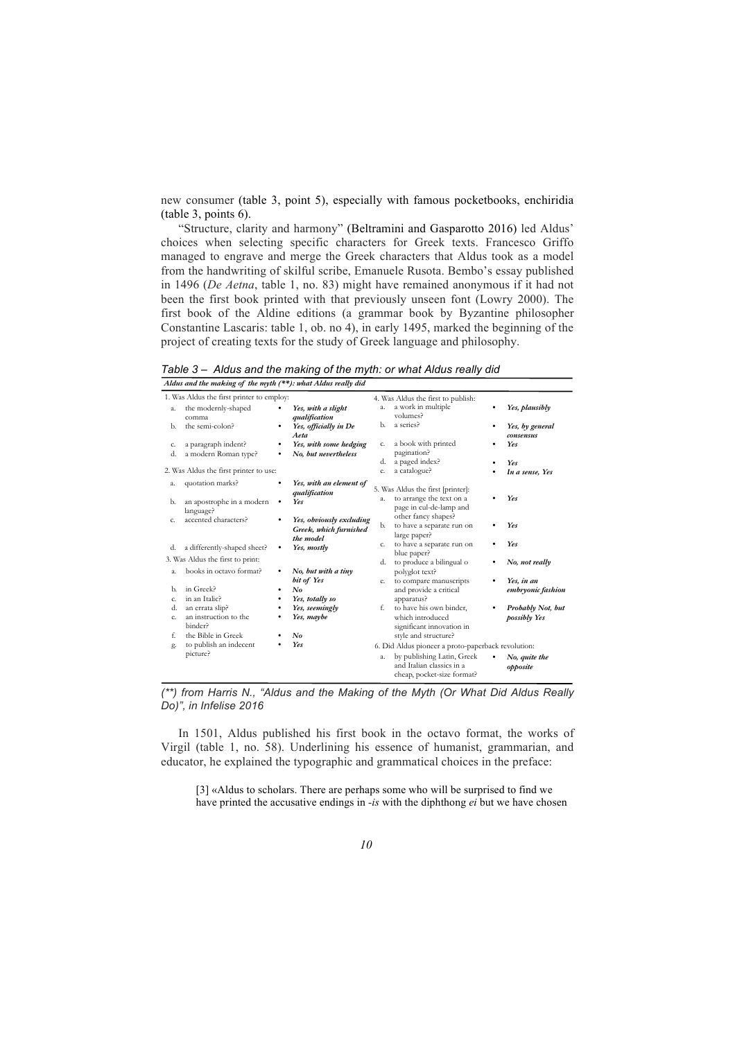new consumer (table 3, point 5), especially with famous pocketbooks, enchiridia (table 3, points 6).

"Structure, clarity and harmony" (Beltramini and Gasparotto 2016) led Aldus' choices when selecting specific characters for Greek texts. Francesco Griffo managed to engrave and merge the Greek characters that Aldus took as a model from the handwriting of skilful scribe, Emanuele Rusota. Bembo's essay published in 1496 (*De Aetna*, table 1, no. 83) might have remained anonymous if it had not been the first book printed with that previously unseen font (Lowry 2000). The first book of the Aldine editions (a grammar book by Byzantine philosopher Constantine Lascaris: table 1, ob. no 4), in early 1495, marked the beginning of the project of creating texts for the study of Greek language and philosophy.

*Table 3 – Aldus and the making of the myth: or what Aldus really did*

| *Aldus and the making of the myth (**): what Aldus really did* | | | |
|---|---|---|---|
| 1. Was Aldus the first printer to employ: | | 4. Was Aldus the first to publish: | |
| a. the modernly-shaped comma | • ***Yes, with a slight qualification*** | a. a work in multiple volumes? | • ***Yes, plausibly*** |
| b. the semi-colon? | • ***Yes, officially in De Aeta*** | b. a series? | • ***Yes, by general consensus*** |
| c. a paragraph indent? | • ***Yes, with some hedging*** | c. a book with printed pagination? | • ***Yes*** |
| d. a modern Roman type? | • ***No, but nevertheless*** | d. a paged index? | • ***Yes*** |
| 2. Was Aldus the first printer to use: | | e. a catalogue? | • ***In a sense, Yes*** |
| a. quotation marks? | • ***Yes, with an element of qualification*** | 5. Was Aldus the first [printer]: | |
| b. an apostrophe in a modern language? | • ***Yes*** | a. to arrange the text on a page in cul-de-lamp and other fancy shapes? | • ***Yes*** |
| c. accented characters? | • ***Yes, obviously excluding Greek, which furnished the model*** | b. to have a separate run on large paper? | • ***Yes*** |
| d. a differently-shaped sheet? | • ***Yes, mostly*** | c. to have a separate run on blue paper? | • ***Yes*** |
| 3. Was Aldus the first to print: | | d. to produce a bilingual o polyglot text? | • ***No, not really*** |
| a. books in octavo format? | • ***No, but with a tiny bit of Yes*** | e. to compare manuscripts and provide a critical apparatus? | • ***Yes, in an embryonic fashion*** |
| b. in Greek? | • ***No*** | f. to have his own binder, which introduced significant innovation in style and structure? | • ***Probably Not, but possibly Yes*** |
| c. in an Italic? | • ***Yes, totally so*** | 6. Did Aldus pioneer a proto-paperback revolution: | |
| d. an errata slip? | • ***Yes, seemingly*** | a. by publishing Latin, Greek and Italian classics in a cheap, pocket-size format? | • ***No, quite the opposite*** |
| e. an instruction to the binder? | • ***Yes, maybe*** | | |
| f. the Bible in Greek | • ***No*** | | |
| g. to publish an indecent picture? | • ***Yes*** | | |

*(**) from Harris N., "Aldus and the Making of the Myth (Or What Did Aldus Really Do)", in Infelise 2016*

In 1501, Aldus published his first book in the octavo format, the works of Virgil (table 1, no. 58). Underlining his essence of humanist, grammarian, and educator, he explained the typographic and grammatical choices in the preface:

> [3] «Aldus to scholars. There are perhaps some who will be surprised to find we have printed the accusative endings in *-is* with the diphthong *ei* but we have chosen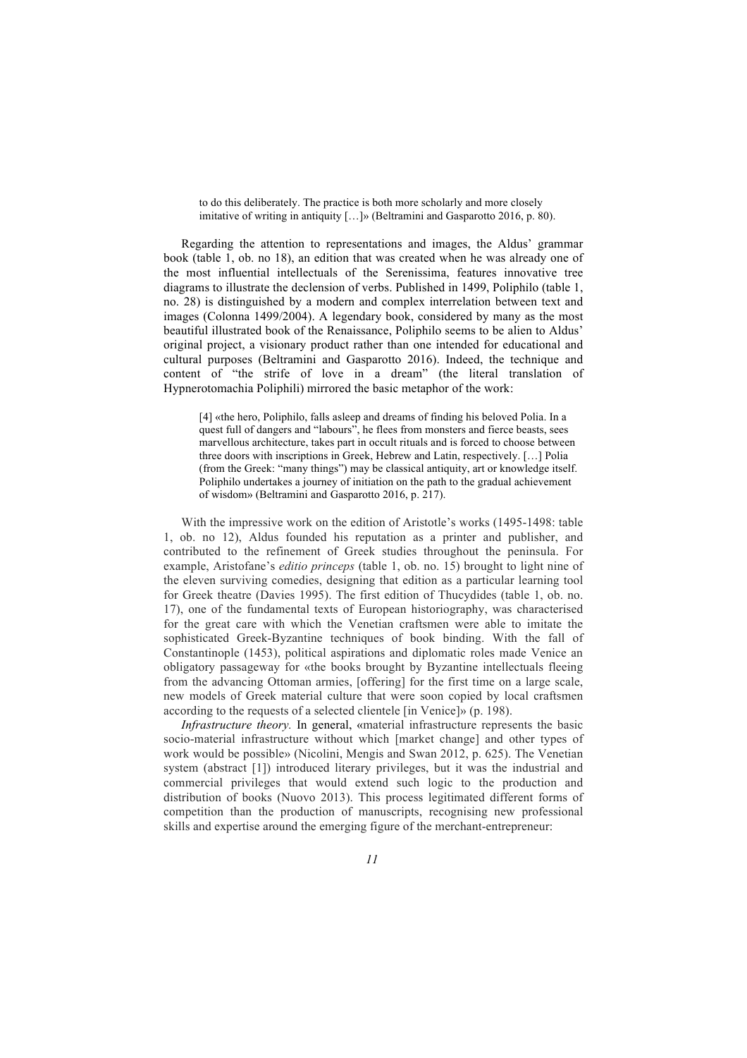> to do this deliberately. The practice is both more scholarly and more closely imitative of writing in antiquity […]» (Beltramini and Gasparotto 2016, p. 80).

Regarding the attention to representations and images, the Aldus' grammar book (table 1, ob. no 18), an edition that was created when he was already one of the most influential intellectuals of the Serenissima, features innovative tree diagrams to illustrate the declension of verbs. Published in 1499, Poliphilo (table 1, no. 28) is distinguished by a modern and complex interrelation between text and images (Colonna 1499/2004). A legendary book, considered by many as the most beautiful illustrated book of the Renaissance, Poliphilo seems to be alien to Aldus' original project, a visionary product rather than one intended for educational and cultural purposes (Beltramini and Gasparotto 2016). Indeed, the technique and content of "the strife of love in a dream" (the literal translation of Hypnerotomachia Poliphili) mirrored the basic metaphor of the work:

> [4] «the hero, Poliphilo, falls asleep and dreams of finding his beloved Polia. In a quest full of dangers and "labours", he flees from monsters and fierce beasts, sees marvellous architecture, takes part in occult rituals and is forced to choose between three doors with inscriptions in Greek, Hebrew and Latin, respectively. […] Polia (from the Greek: "many things") may be classical antiquity, art or knowledge itself. Poliphilo undertakes a journey of initiation on the path to the gradual achievement of wisdom» (Beltramini and Gasparotto 2016, p. 217).

With the impressive work on the edition of Aristotle's works (1495-1498: table 1, ob. no 12), Aldus founded his reputation as a printer and publisher, and contributed to the refinement of Greek studies throughout the peninsula. For example, Aristofane's *editio princeps* (table 1, ob. no. 15) brought to light nine of the eleven surviving comedies, designing that edition as a particular learning tool for Greek theatre (Davies 1995). The first edition of Thucydides (table 1, ob. no. 17), one of the fundamental texts of European historiography, was characterised for the great care with which the Venetian craftsmen were able to imitate the sophisticated Greek-Byzantine techniques of book binding. With the fall of Constantinople (1453), political aspirations and diplomatic roles made Venice an obligatory passageway for «the books brought by Byzantine intellectuals fleeing from the advancing Ottoman armies, [offering] for the first time on a large scale, new models of Greek material culture that were soon copied by local craftsmen according to the requests of a selected clientele [in Venice]» (p. 198).

*Infrastructure theory.* In general, «material infrastructure represents the basic socio-material infrastructure without which [market change] and other types of work would be possible» (Nicolini, Mengis and Swan 2012, p. 625). The Venetian system (abstract [1]) introduced literary privileges, but it was the industrial and commercial privileges that would extend such logic to the production and distribution of books (Nuovo 2013). This process legitimated different forms of competition than the production of manuscripts, recognising new professional skills and expertise around the emerging figure of the merchant-entrepreneur: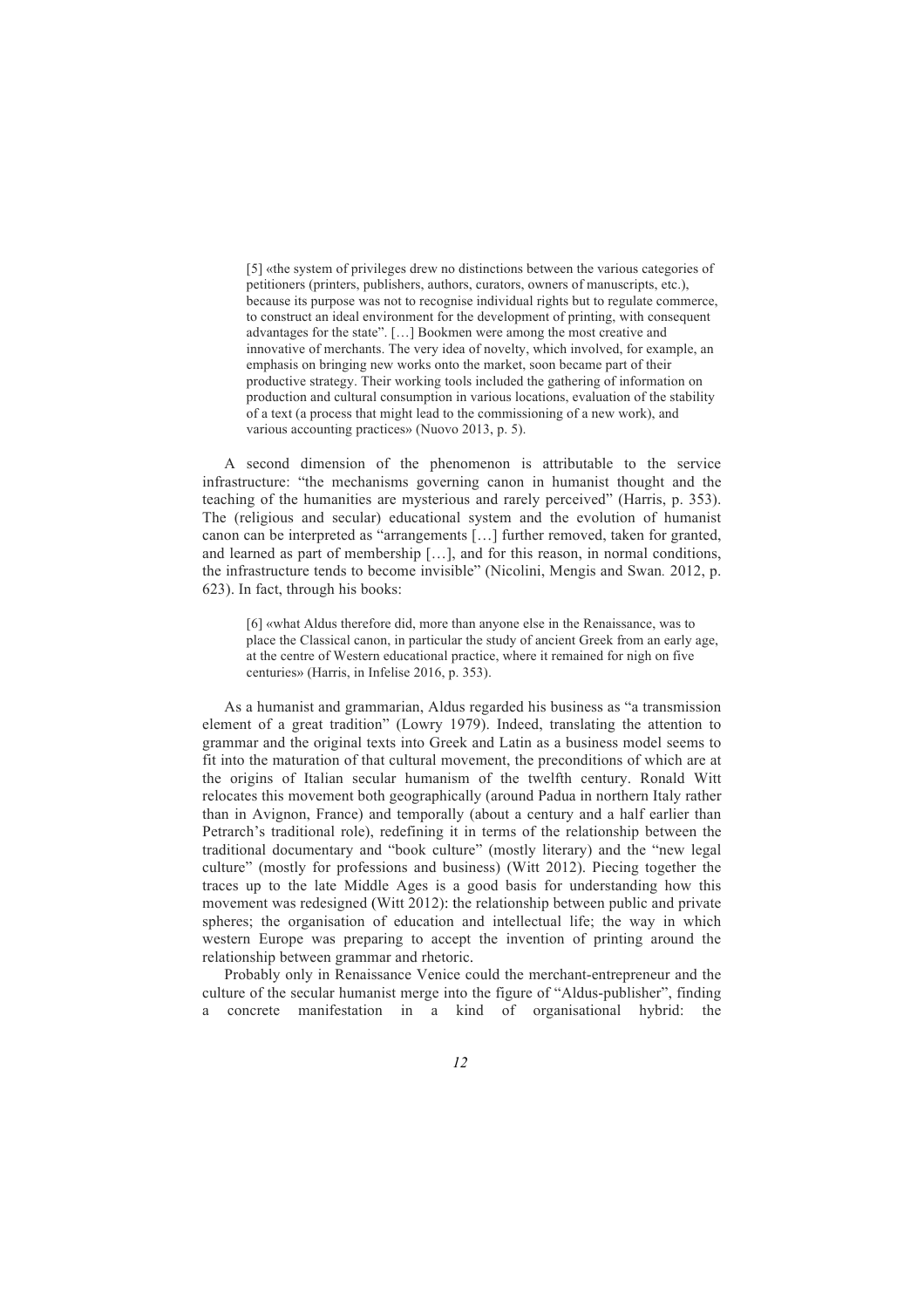> [5] «the system of privileges drew no distinctions between the various categories of petitioners (printers, publishers, authors, curators, owners of manuscripts, etc.), because its purpose was not to recognise individual rights but to regulate commerce, to construct an ideal environment for the development of printing, with consequent advantages for the state". […] Bookmen were among the most creative and innovative of merchants. The very idea of novelty, which involved, for example, an emphasis on bringing new works onto the market, soon became part of their productive strategy. Their working tools included the gathering of information on production and cultural consumption in various locations, evaluation of the stability of a text (a process that might lead to the commissioning of a new work), and various accounting practices» (Nuovo 2013, p. 5).

A second dimension of the phenomenon is attributable to the service infrastructure: "the mechanisms governing canon in humanist thought and the teaching of the humanities are mysterious and rarely perceived" (Harris, p. 353). The (religious and secular) educational system and the evolution of humanist canon can be interpreted as "arrangements […] further removed, taken for granted, and learned as part of membership […], and for this reason, in normal conditions, the infrastructure tends to become invisible" (Nicolini, Mengis and Swan. 2012, p. 623). In fact, through his books:

> [6] «what Aldus therefore did, more than anyone else in the Renaissance, was to place the Classical canon, in particular the study of ancient Greek from an early age, at the centre of Western educational practice, where it remained for nigh on five centuries» (Harris, in Infelise 2016, p. 353).

As a humanist and grammarian, Aldus regarded his business as "a transmission element of a great tradition" (Lowry 1979). Indeed, translating the attention to grammar and the original texts into Greek and Latin as a business model seems to fit into the maturation of that cultural movement, the preconditions of which are at the origins of Italian secular humanism of the twelfth century. Ronald Witt relocates this movement both geographically (around Padua in northern Italy rather than in Avignon, France) and temporally (about a century and a half earlier than Petrarch's traditional role), redefining it in terms of the relationship between the traditional documentary and "book culture" (mostly literary) and the "new legal culture" (mostly for professions and business) (Witt 2012). Piecing together the traces up to the late Middle Ages is a good basis for understanding how this movement was redesigned (Witt 2012): the relationship between public and private spheres; the organisation of education and intellectual life; the way in which western Europe was preparing to accept the invention of printing around the relationship between grammar and rhetoric.

Probably only in Renaissance Venice could the merchant-entrepreneur and the culture of the secular humanist merge into the figure of "Aldus-publisher", finding a concrete manifestation in a kind of organisational hybrid: the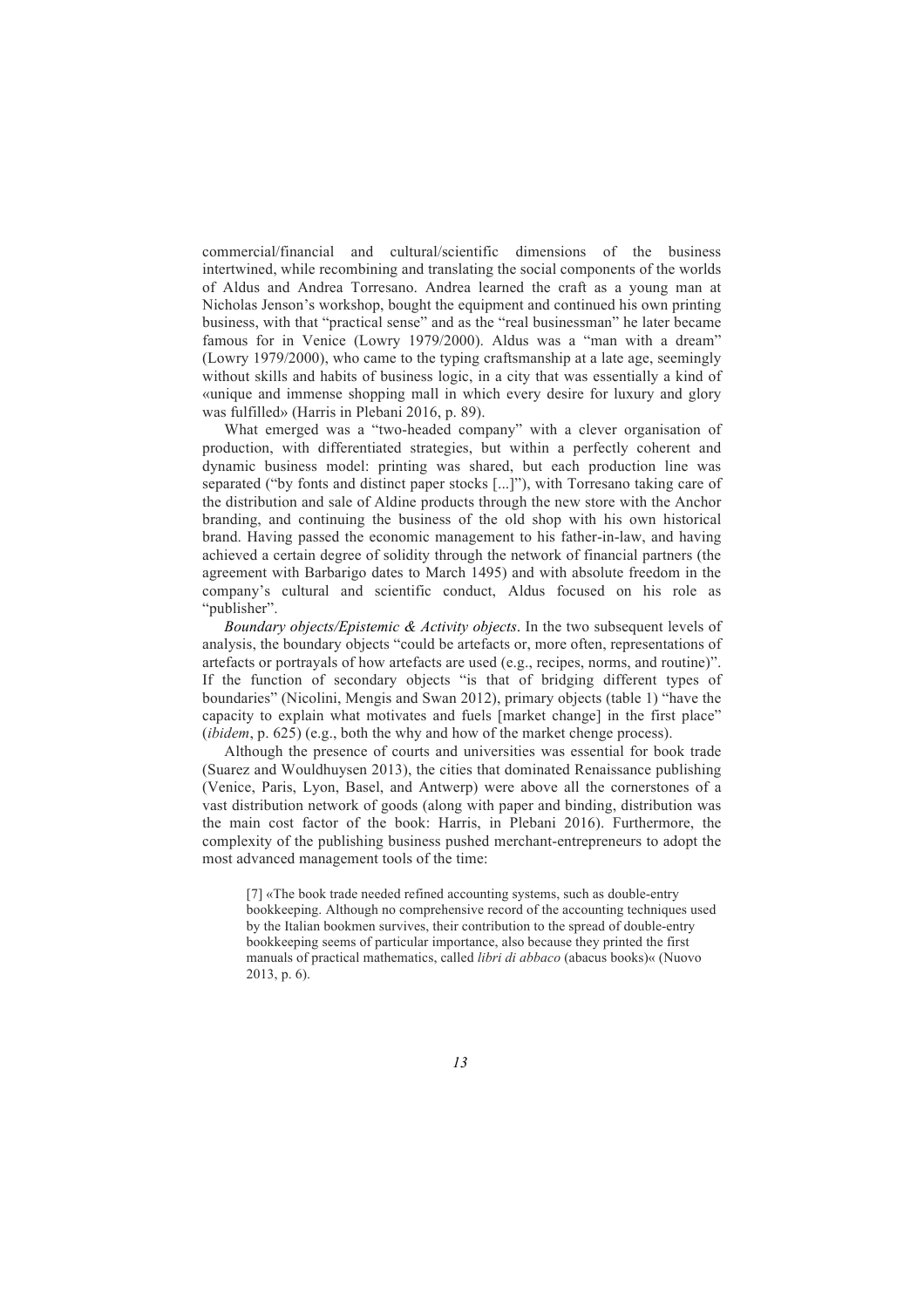commercial/financial and cultural/scientific dimensions of the business intertwined, while recombining and translating the social components of the worlds of Aldus and Andrea Torresano. Andrea learned the craft as a young man at Nicholas Jenson's workshop, bought the equipment and continued his own printing business, with that "practical sense" and as the "real businessman" he later became famous for in Venice (Lowry 1979/2000). Aldus was a "man with a dream" (Lowry 1979/2000), who came to the typing craftsmanship at a late age, seemingly without skills and habits of business logic, in a city that was essentially a kind of «unique and immense shopping mall in which every desire for luxury and glory was fulfilled» (Harris in Plebani 2016, p. 89).

What emerged was a "two-headed company" with a clever organisation of production, with differentiated strategies, but within a perfectly coherent and dynamic business model: printing was shared, but each production line was separated ("by fonts and distinct paper stocks [...]"), with Torresano taking care of the distribution and sale of Aldine products through the new store with the Anchor branding, and continuing the business of the old shop with his own historical brand. Having passed the economic management to his father-in-law, and having achieved a certain degree of solidity through the network of financial partners (the agreement with Barbarigo dates to March 1495) and with absolute freedom in the company's cultural and scientific conduct, Aldus focused on his role as "publisher".

*Boundary objects/Epistemic & Activity objects*. In the two subsequent levels of analysis, the boundary objects "could be artefacts or, more often, representations of artefacts or portrayals of how artefacts are used (e.g., recipes, norms, and routine)". If the function of secondary objects "is that of bridging different types of boundaries" (Nicolini, Mengis and Swan 2012), primary objects (table 1) "have the capacity to explain what motivates and fuels [market change] in the first place" (*ibidem*, p. 625) (e.g., both the why and how of the market chenge process).

Although the presence of courts and universities was essential for book trade (Suarez and Wouldhuysen 2013), the cities that dominated Renaissance publishing (Venice, Paris, Lyon, Basel, and Antwerp) were above all the cornerstones of a vast distribution network of goods (along with paper and binding, distribution was the main cost factor of the book: Harris, in Plebani 2016). Furthermore, the complexity of the publishing business pushed merchant-entrepreneurs to adopt the most advanced management tools of the time:

> [7] «The book trade needed refined accounting systems, such as double-entry bookkeeping. Although no comprehensive record of the accounting techniques used by the Italian bookmen survives, their contribution to the spread of double-entry bookkeeping seems of particular importance, also because they printed the first manuals of practical mathematics, called *libri di abbaco* (abacus books)« (Nuovo 2013, p. 6).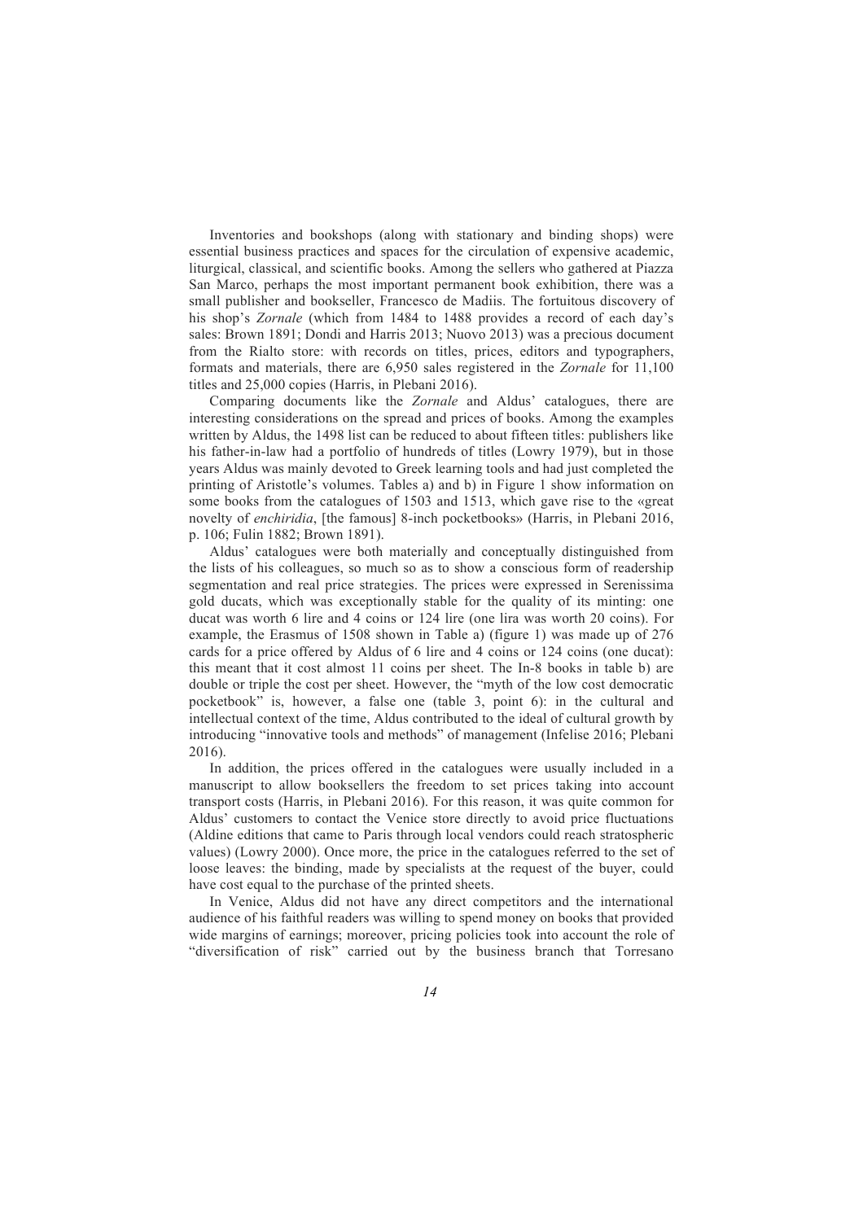Inventories and bookshops (along with stationary and binding shops) were essential business practices and spaces for the circulation of expensive academic, liturgical, classical, and scientific books. Among the sellers who gathered at Piazza San Marco, perhaps the most important permanent book exhibition, there was a small publisher and bookseller, Francesco de Madiis. The fortuitous discovery of his shop's *Zornale* (which from 1484 to 1488 provides a record of each day's sales: Brown 1891; Dondi and Harris 2013; Nuovo 2013) was a precious document from the Rialto store: with records on titles, prices, editors and typographers, formats and materials, there are 6,950 sales registered in the *Zornale* for 11,100 titles and 25,000 copies (Harris, in Plebani 2016).

Comparing documents like the *Zornale* and Aldus' catalogues, there are interesting considerations on the spread and prices of books. Among the examples written by Aldus, the 1498 list can be reduced to about fifteen titles: publishers like his father-in-law had a portfolio of hundreds of titles (Lowry 1979), but in those years Aldus was mainly devoted to Greek learning tools and had just completed the printing of Aristotle's volumes. Tables a) and b) in Figure 1 show information on some books from the catalogues of 1503 and 1513, which gave rise to the «great novelty of *enchiridia*, [the famous] 8-inch pocketbooks» (Harris, in Plebani 2016, p. 106; Fulin 1882; Brown 1891).

Aldus' catalogues were both materially and conceptually distinguished from the lists of his colleagues, so much so as to show a conscious form of readership segmentation and real price strategies. The prices were expressed in Serenissima gold ducats, which was exceptionally stable for the quality of its minting: one ducat was worth 6 lire and 4 coins or 124 lire (one lira was worth 20 coins). For example, the Erasmus of 1508 shown in Table a) (figure 1) was made up of 276 cards for a price offered by Aldus of 6 lire and 4 coins or 124 coins (one ducat): this meant that it cost almost 11 coins per sheet. The In-8 books in table b) are double or triple the cost per sheet. However, the "myth of the low cost democratic pocketbook" is, however, a false one (table 3, point 6): in the cultural and intellectual context of the time, Aldus contributed to the ideal of cultural growth by introducing "innovative tools and methods" of management (Infelise 2016; Plebani 2016).

In addition, the prices offered in the catalogues were usually included in a manuscript to allow booksellers the freedom to set prices taking into account transport costs (Harris, in Plebani 2016). For this reason, it was quite common for Aldus' customers to contact the Venice store directly to avoid price fluctuations (Aldine editions that came to Paris through local vendors could reach stratospheric values) (Lowry 2000). Once more, the price in the catalogues referred to the set of loose leaves: the binding, made by specialists at the request of the buyer, could have cost equal to the purchase of the printed sheets.

In Venice, Aldus did not have any direct competitors and the international audience of his faithful readers was willing to spend money on books that provided wide margins of earnings; moreover, pricing policies took into account the role of "diversification of risk" carried out by the business branch that Torresano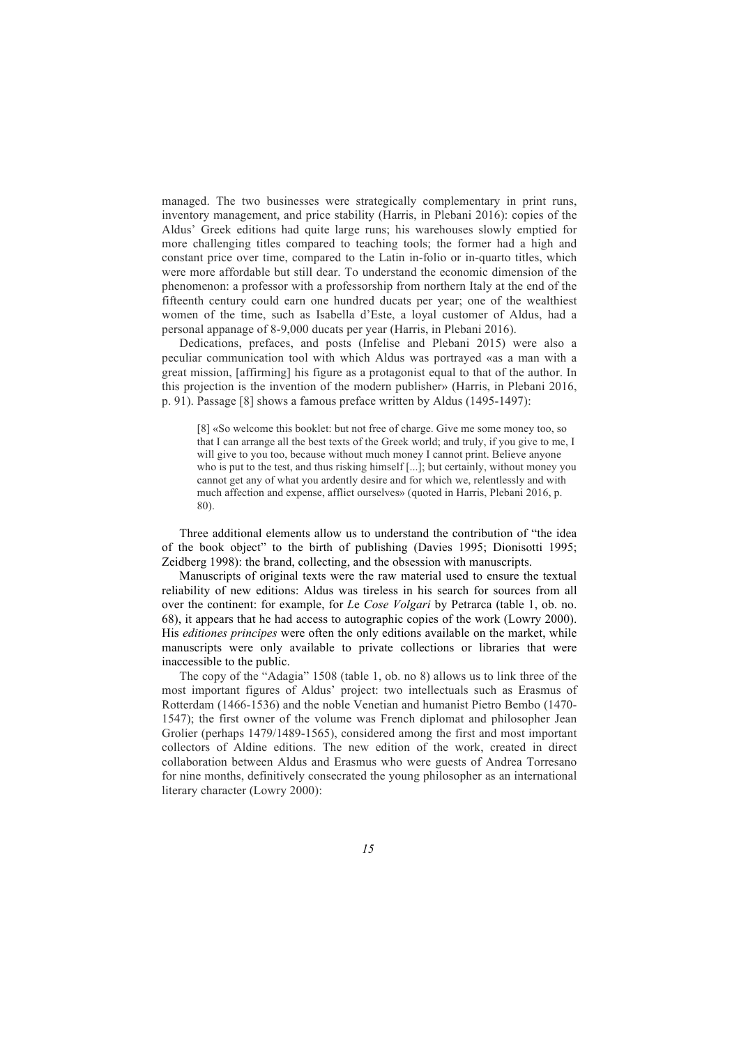managed. The two businesses were strategically complementary in print runs, inventory management, and price stability (Harris, in Plebani 2016): copies of the Aldus' Greek editions had quite large runs; his warehouses slowly emptied for more challenging titles compared to teaching tools; the former had a high and constant price over time, compared to the Latin in-folio or in-quarto titles, which were more affordable but still dear. To understand the economic dimension of the phenomenon: a professor with a professorship from northern Italy at the end of the fifteenth century could earn one hundred ducats per year; one of the wealthiest women of the time, such as Isabella d'Este, a loyal customer of Aldus, had a personal appanage of 8-9,000 ducats per year (Harris, in Plebani 2016).

Dedications, prefaces, and posts (Infelise and Plebani 2015) were also a peculiar communication tool with which Aldus was portrayed «as a man with a great mission, [affirming] his figure as a protagonist equal to that of the author. In this projection is the invention of the modern publisher» (Harris, in Plebani 2016, p. 91). Passage [8] shows a famous preface written by Aldus (1495-1497):

> [8] «So welcome this booklet: but not free of charge. Give me some money too, so that I can arrange all the best texts of the Greek world; and truly, if you give to me, I will give to you too, because without much money I cannot print. Believe anyone who is put to the test, and thus risking himself [...]; but certainly, without money you cannot get any of what you ardently desire and for which we, relentlessly and with much affection and expense, afflict ourselves» (quoted in Harris, Plebani 2016, p. 80).

Three additional elements allow us to understand the contribution of "the idea of the book object" to the birth of publishing (Davies 1995; Dionisotti 1995; Zeidberg 1998): the brand, collecting, and the obsession with manuscripts.

Manuscripts of original texts were the raw material used to ensure the textual reliability of new editions: Aldus was tireless in his search for sources from all over the continent: for example, for *Le Cose Volgari* by Petrarca (table 1, ob. no. 68), it appears that he had access to autographic copies of the work (Lowry 2000). His *editiones principes* were often the only editions available on the market, while manuscripts were only available to private collections or libraries that were inaccessible to the public.

The copy of the "Adagia" 1508 (table 1, ob. no 8) allows us to link three of the most important figures of Aldus' project: two intellectuals such as Erasmus of Rotterdam (1466-1536) and the noble Venetian and humanist Pietro Bembo (1470-1547); the first owner of the volume was French diplomat and philosopher Jean Grolier (perhaps 1479/1489-1565), considered among the first and most important collectors of Aldine editions. The new edition of the work, created in direct collaboration between Aldus and Erasmus who were guests of Andrea Torresano for nine months, definitively consecrated the young philosopher as an international literary character (Lowry 2000):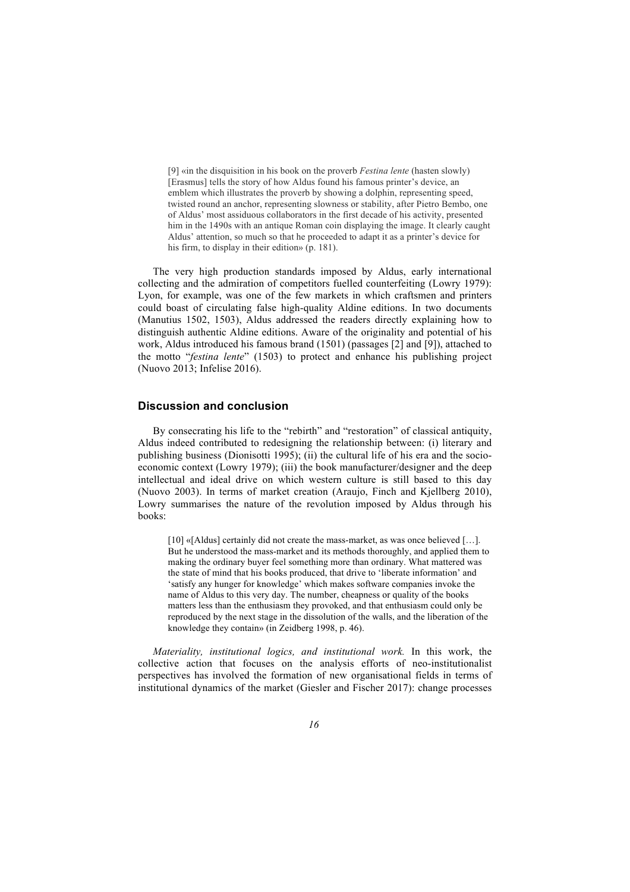> [9] «in the disquisition in his book on the proverb *Festina lente* (hasten slowly) [Erasmus] tells the story of how Aldus found his famous printer's device, an emblem which illustrates the proverb by showing a dolphin, representing speed, twisted round an anchor, representing slowness or stability, after Pietro Bembo, one of Aldus' most assiduous collaborators in the first decade of his activity, presented him in the 1490s with an antique Roman coin displaying the image. It clearly caught Aldus' attention, so much so that he proceeded to adapt it as a printer's device for his firm, to display in their edition» (p. 181).

The very high production standards imposed by Aldus, early international collecting and the admiration of competitors fuelled counterfeiting (Lowry 1979): Lyon, for example, was one of the few markets in which craftsmen and printers could boast of circulating false high-quality Aldine editions. In two documents (Manutius 1502, 1503), Aldus addressed the readers directly explaining how to distinguish authentic Aldine editions. Aware of the originality and potential of his work, Aldus introduced his famous brand (1501) (passages [2] and [9]), attached to the motto "*festina lente*" (1503) to protect and enhance his publishing project (Nuovo 2013; Infelise 2016).

## Discussion and conclusion

By consecrating his life to the "rebirth" and "restoration" of classical antiquity, Aldus indeed contributed to redesigning the relationship between: (i) literary and publishing business (Dionisotti 1995); (ii) the cultural life of his era and the socio-economic context (Lowry 1979); (iii) the book manufacturer/designer and the deep intellectual and ideal drive on which western culture is still based to this day (Nuovo 2003). In terms of market creation (Araujo, Finch and Kjellberg 2010), Lowry summarises the nature of the revolution imposed by Aldus through his books:

> [10] «[Aldus] certainly did not create the mass-market, as was once believed […]. But he understood the mass-market and its methods thoroughly, and applied them to making the ordinary buyer feel something more than ordinary. What mattered was the state of mind that his books produced, that drive to 'liberate information' and 'satisfy any hunger for knowledge' which makes software companies invoke the name of Aldus to this very day. The number, cheapness or quality of the books matters less than the enthusiasm they provoked, and that enthusiasm could only be reproduced by the next stage in the dissolution of the walls, and the liberation of the knowledge they contain» (in Zeidberg 1998, p. 46).

*Materiality, institutional logics, and institutional work.* In this work, the collective action that focuses on the analysis efforts of neo-institutionalist perspectives has involved the formation of new organisational fields in terms of institutional dynamics of the market (Giesler and Fischer 2017): change processes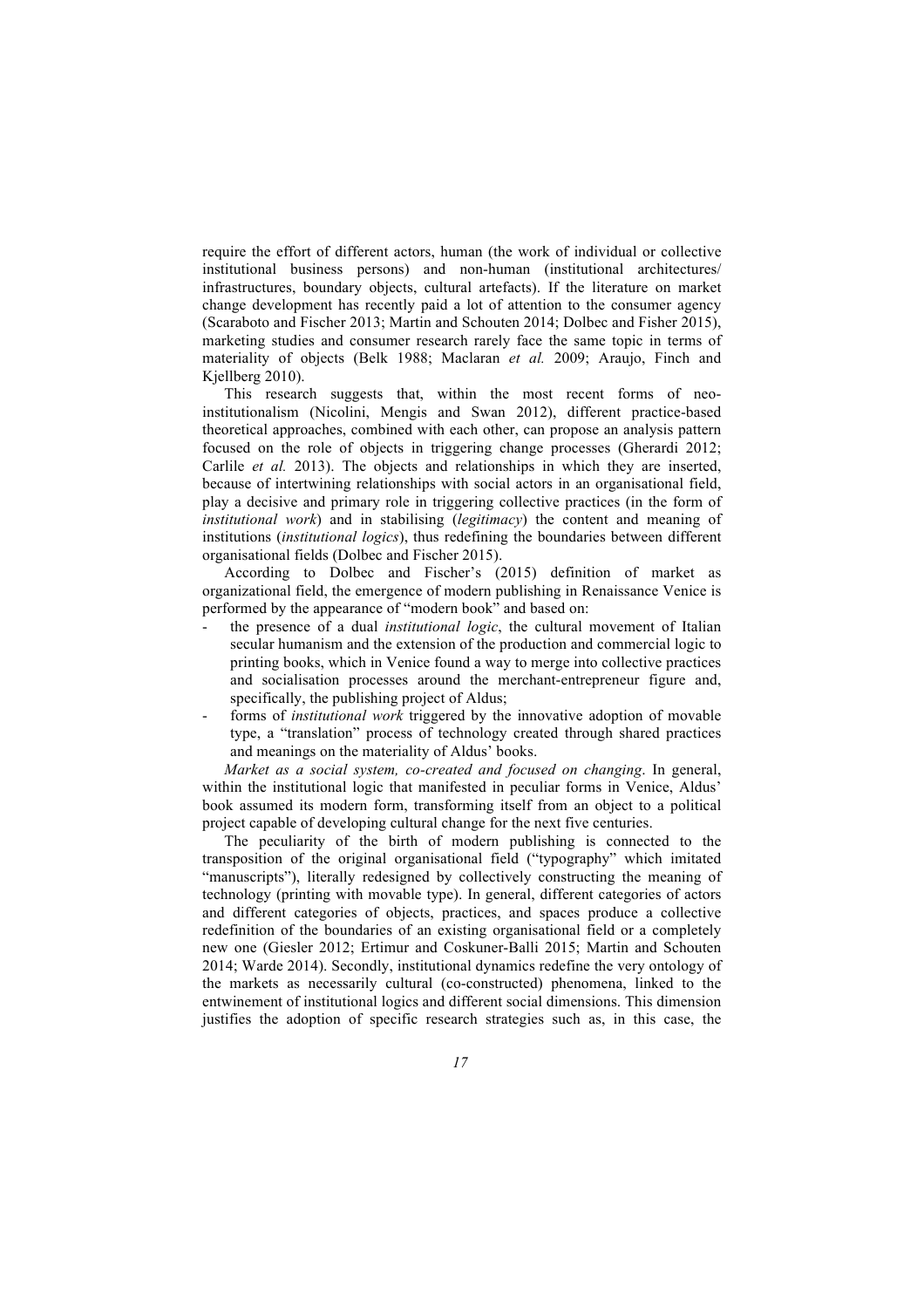require the effort of different actors, human (the work of individual or collective institutional business persons) and non-human (institutional architectures/ infrastructures, boundary objects, cultural artefacts). If the literature on market change development has recently paid a lot of attention to the consumer agency (Scaraboto and Fischer 2013; Martin and Schouten 2014; Dolbec and Fisher 2015), marketing studies and consumer research rarely face the same topic in terms of materiality of objects (Belk 1988; Maclaran *et al.* 2009; Araujo, Finch and Kjellberg 2010).

This research suggests that, within the most recent forms of neo-institutionalism (Nicolini, Mengis and Swan 2012), different practice-based theoretical approaches, combined with each other, can propose an analysis pattern focused on the role of objects in triggering change processes (Gherardi 2012; Carlile *et al.* 2013). The objects and relationships in which they are inserted, because of intertwining relationships with social actors in an organisational field, play a decisive and primary role in triggering collective practices (in the form of *institutional work*) and in stabilising (*legitimacy*) the content and meaning of institutions (*institutional logics*), thus redefining the boundaries between different organisational fields (Dolbec and Fischer 2015).

According to Dolbec and Fischer's (2015) definition of market as organizational field, the emergence of modern publishing in Renaissance Venice is performed by the appearance of "modern book" and based on:

- the presence of a dual *institutional logic*, the cultural movement of Italian secular humanism and the extension of the production and commercial logic to printing books, which in Venice found a way to merge into collective practices and socialisation processes around the merchant-entrepreneur figure and, specifically, the publishing project of Aldus;
- forms of *institutional work* triggered by the innovative adoption of movable type, a "translation" process of technology created through shared practices and meanings on the materiality of Aldus' books.

*Market as a social system, co-created and focused on changing*. In general, within the institutional logic that manifested in peculiar forms in Venice, Aldus' book assumed its modern form, transforming itself from an object to a political project capable of developing cultural change for the next five centuries.

The peculiarity of the birth of modern publishing is connected to the transposition of the original organisational field ("typography" which imitated "manuscripts"), literally redesigned by collectively constructing the meaning of technology (printing with movable type). In general, different categories of actors and different categories of objects, practices, and spaces produce a collective redefinition of the boundaries of an existing organisational field or a completely new one (Giesler 2012; Ertimur and Coskuner-Balli 2015; Martin and Schouten 2014; Warde 2014). Secondly, institutional dynamics redefine the very ontology of the markets as necessarily cultural (co-constructed) phenomena, linked to the entwinement of institutional logics and different social dimensions. This dimension justifies the adoption of specific research strategies such as, in this case, the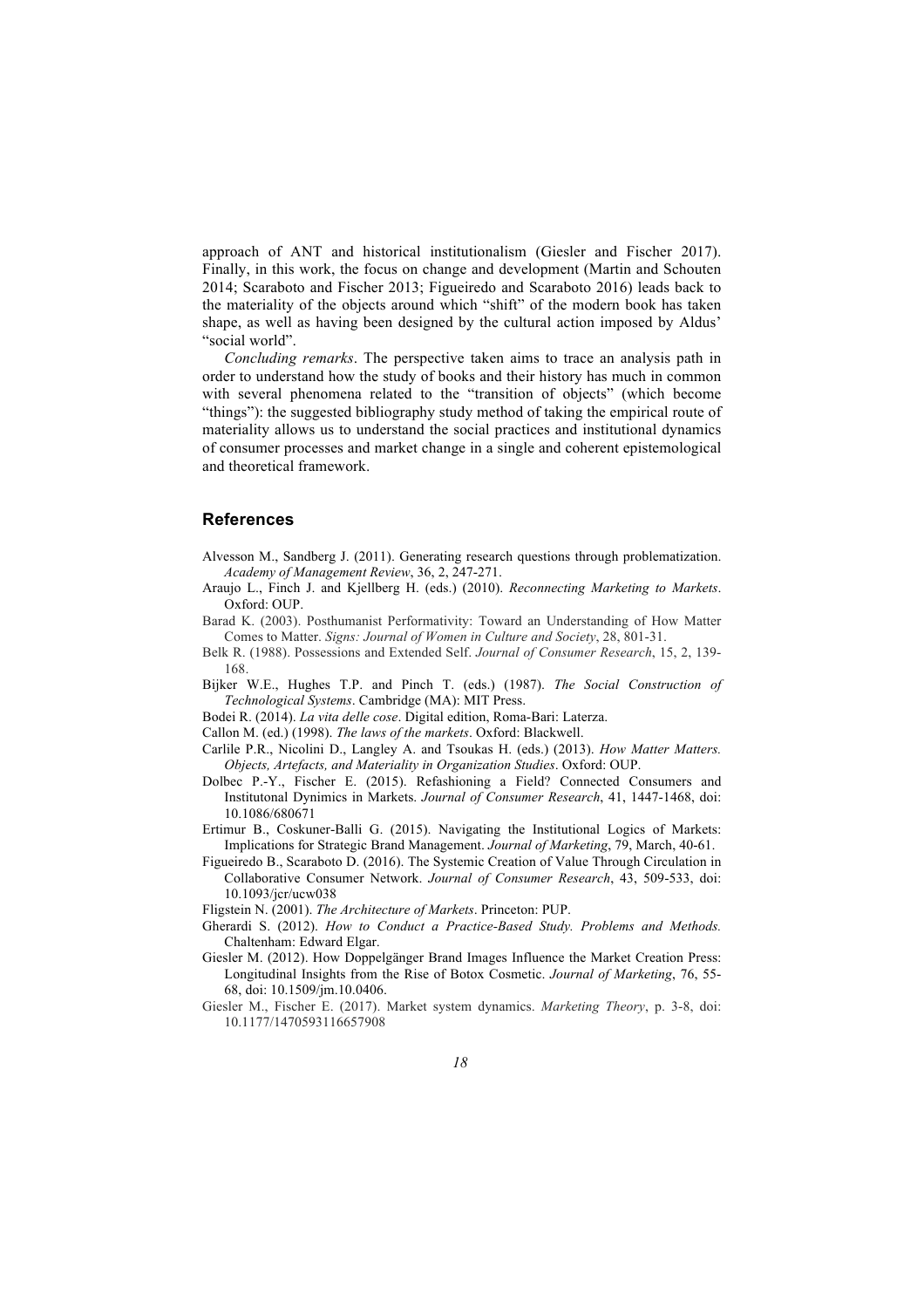approach of ANT and historical institutionalism (Giesler and Fischer 2017). Finally, in this work, the focus on change and development (Martin and Schouten 2014; Scaraboto and Fischer 2013; Figueiredo and Scaraboto 2016) leads back to the materiality of the objects around which "shift" of the modern book has taken shape, as well as having been designed by the cultural action imposed by Aldus' "social world".

*Concluding remarks*. The perspective taken aims to trace an analysis path in order to understand how the study of books and their history has much in common with several phenomena related to the "transition of objects" (which become "things"): the suggested bibliography study method of taking the empirical route of materiality allows us to understand the social practices and institutional dynamics of consumer processes and market change in a single and coherent epistemological and theoretical framework.

## References

Alvesson M., Sandberg J. (2011). Generating research questions through problematization. *Academy of Management Review*, 36, 2, 247-271.

Araujo L., Finch J. and Kjellberg H. (eds.) (2010). *Reconnecting Marketing to Markets*. Oxford: OUP.

Barad K. (2003). Posthumanist Performativity: Toward an Understanding of How Matter Comes to Matter. *Signs: Journal of Women in Culture and Society*, 28, 801-31.

Belk R. (1988). Possessions and Extended Self. *Journal of Consumer Research*, 15, 2, 139-168.

Bijker W.E., Hughes T.P. and Pinch T. (eds.) (1987). *The Social Construction of Technological Systems*. Cambridge (MA): MIT Press.

Bodei R. (2014). *La vita delle cose*. Digital edition, Roma-Bari: Laterza.

Callon M. (ed.) (1998). *The laws of the markets*. Oxford: Blackwell.

Carlile P.R., Nicolini D., Langley A. and Tsoukas H. (eds.) (2013). *How Matter Matters. Objects, Artefacts, and Materiality in Organization Studies*. Oxford: OUP.

Dolbec P.-Y., Fischer E. (2015). Refashioning a Field? Connected Consumers and Institutonal Dynimics in Markets. *Journal of Consumer Research*, 41, 1447-1468, doi: 10.1086/680671

Ertimur B., Coskuner-Balli G. (2015). Navigating the Institutional Logics of Markets: Implications for Strategic Brand Management. *Journal of Marketing*, 79, March, 40-61.

Figueiredo B., Scaraboto D. (2016). The Systemic Creation of Value Through Circulation in Collaborative Consumer Network. *Journal of Consumer Research*, 43, 509-533, doi: 10.1093/jcr/ucw038

Fligstein N. (2001). *The Architecture of Markets*. Princeton: PUP.

Gherardi S. (2012). *How to Conduct a Practice-Based Study. Problems and Methods.* Chaltenham: Edward Elgar.

Giesler M. (2012). How Doppelgänger Brand Images Influence the Market Creation Press: Longitudinal Insights from the Rise of Botox Cosmetic. *Journal of Marketing*, 76, 55-68, doi: 10.1509/jm.10.0406.

Giesler M., Fischer E. (2017). Market system dynamics. *Marketing Theory*, p. 3-8, doi: 10.1177/1470593116657908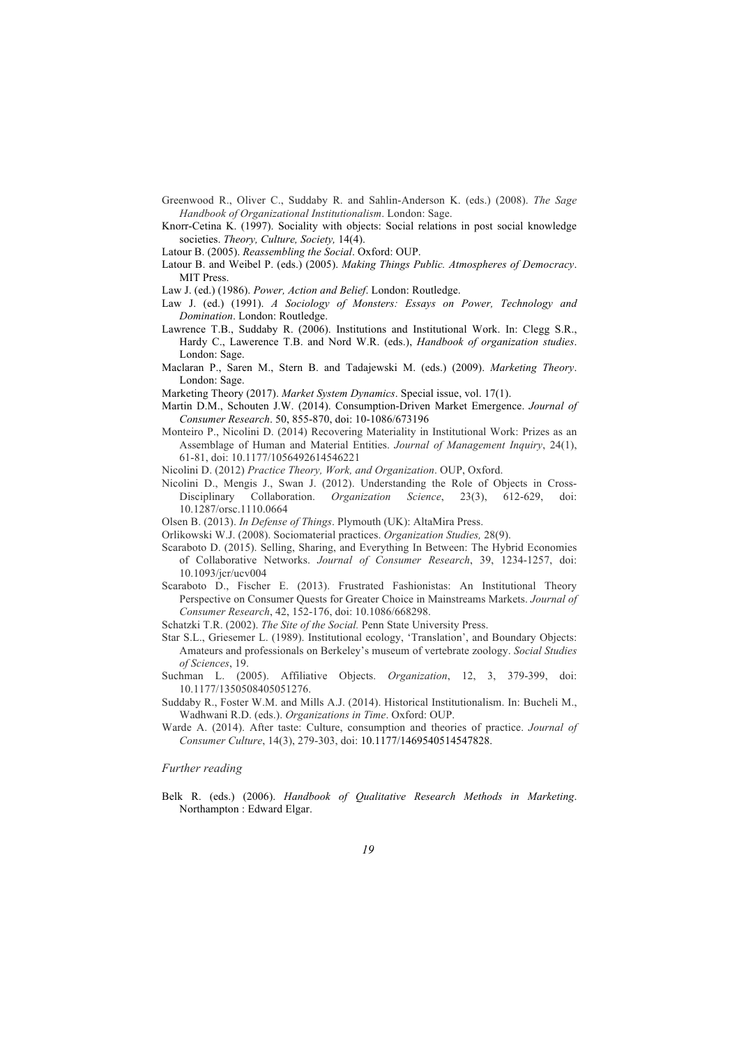Greenwood R., Oliver C., Suddaby R. and Sahlin-Anderson K. (eds.) (2008). *The Sage Handbook of Organizational Institutionalism*. London: Sage.

Knorr-Cetina K. (1997). Sociality with objects: Social relations in post social knowledge societies. *Theory, Culture, Society,* 14(4).

Latour B. (2005). *Reassembling the Social*. Oxford: OUP.

Latour B. and Weibel P. (eds.) (2005). *Making Things Public. Atmospheres of Democracy*. MIT Press.

Law J. (ed.) (1986). *Power, Action and Belief*. London: Routledge.

Law J. (ed.) (1991). *A Sociology of Monsters: Essays on Power, Technology and Domination*. London: Routledge.

Lawrence T.B., Suddaby R. (2006). Institutions and Institutional Work. In: Clegg S.R., Hardy C., Lawerence T.B. and Nord W.R. (eds.), *Handbook of organization studies*. London: Sage.

Maclaran P., Saren M., Stern B. and Tadajewski M. (eds.) (2009). *Marketing Theory*. London: Sage.

Marketing Theory (2017). *Market System Dynamics*. Special issue, vol. 17(1).

Martin D.M., Schouten J.W. (2014). Consumption-Driven Market Emergence. *Journal of Consumer Research*. 50, 855-870, doi: 10-1086/673196

Monteiro P., Nicolini D. (2014) Recovering Materiality in Institutional Work: Prizes as an Assemblage of Human and Material Entities. *Journal of Management Inquiry*, 24(1), 61-81, doi: 10.1177/1056492614546221

Nicolini D. (2012) *Practice Theory, Work, and Organization*. OUP, Oxford.

Nicolini D., Mengis J., Swan J. (2012). Understanding the Role of Objects in Cross-Disciplinary Collaboration. *Organization Science*, 23(3), 612-629, doi: 10.1287/orsc.1110.0664

Olsen B. (2013). *In Defense of Things*. Plymouth (UK): AltaMira Press.

Orlikowski W.J. (2008). Sociomaterial practices. *Organization Studies,* 28(9).

Scaraboto D. (2015). Selling, Sharing, and Everything In Between: The Hybrid Economies of Collaborative Networks. *Journal of Consumer Research*, 39, 1234-1257, doi: 10.1093/jcr/ucv004

Scaraboto D., Fischer E. (2013). Frustrated Fashionistas: An Institutional Theory Perspective on Consumer Quests for Greater Choice in Mainstreams Markets. *Journal of Consumer Research*, 42, 152-176, doi: 10.1086/668298.

Schatzki T.R. (2002). *The Site of the Social.* Penn State University Press.

Star S.L., Griesemer L. (1989). Institutional ecology, 'Translation', and Boundary Objects: Amateurs and professionals on Berkeley's museum of vertebrate zoology. *Social Studies of Sciences*, 19.

Suchman L. (2005). Affiliative Objects. *Organization*, 12, 3, 379-399, doi: 10.1177/1350508405051276.

Suddaby R., Foster W.M. and Mills A.J. (2014). Historical Institutionalism. In: Bucheli M., Wadhwani R.D. (eds.). *Organizations in Time*. Oxford: OUP.

Warde A. (2014). After taste: Culture, consumption and theories of practice. *Journal of Consumer Culture*, 14(3), 279-303, doi: 10.1177/1469540514547828.

### *Further reading*

Belk R. (eds.) (2006). *Handbook of Qualitative Research Methods in Marketing*. Northampton : Edward Elgar.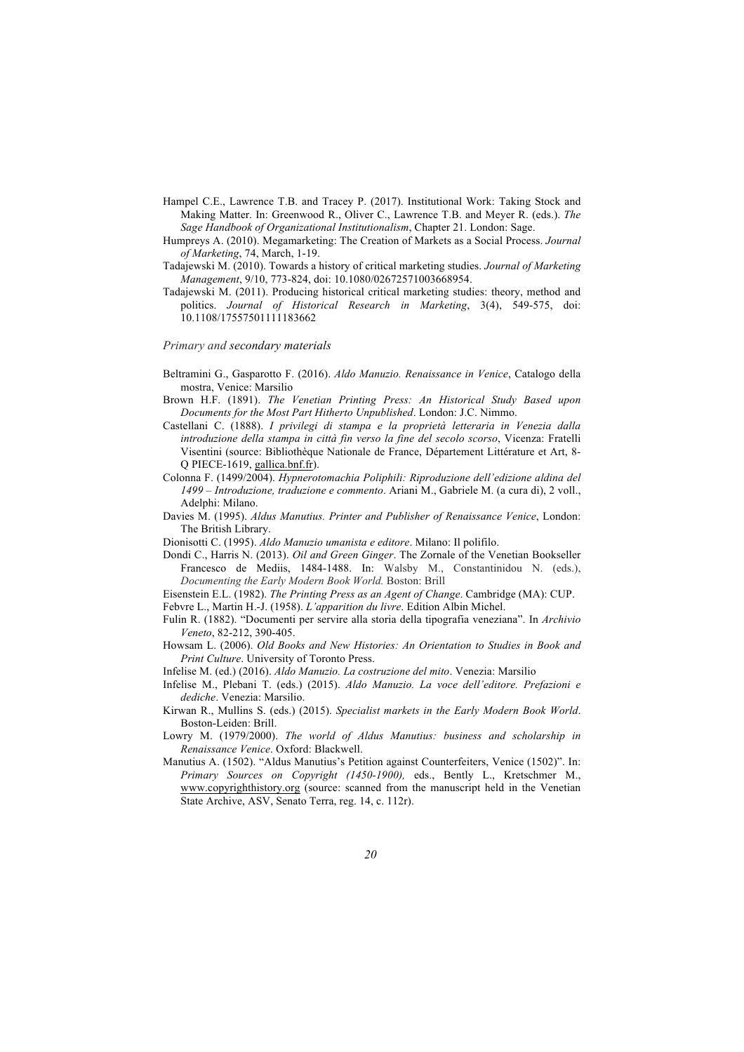Hampel C.E., Lawrence T.B. and Tracey P. (2017). Institutional Work: Taking Stock and Making Matter. In: Greenwood R., Oliver C., Lawrence T.B. and Meyer R. (eds.). *The Sage Handbook of Organizational Institutionalism*, Chapter 21. London: Sage.

Humpreys A. (2010). Megamarketing: The Creation of Markets as a Social Process. *Journal of Marketing*, 74, March, 1-19.

Tadajewski M. (2010). Towards a history of critical marketing studies. *Journal of Marketing Management*, 9/10, 773-824, doi: 10.1080/02672571003668954.

Tadajewski M. (2011). Producing historical critical marketing studies: theory, method and politics. *Journal of Historical Research in Marketing*, 3(4), 549-575, doi: 10.1108/17557501111183662

*Primary and secondary materials*

Beltramini G., Gasparotto F. (2016). *Aldo Manuzio. Renaissance in Venice*, Catalogo della mostra, Venice: Marsilio

Brown H.F. (1891). *The Venetian Printing Press: An Historical Study Based upon Documents for the Most Part Hitherto Unpublished*. London: J.C. Nimmo.

Castellani C. (1888). *I privilegi di stampa e la proprietà letteraria in Venezia dalla introduzione della stampa in città fin verso la fine del secolo scorso*, Vicenza: Fratelli Visentini (source: Bibliothèque Nationale de France, Département Littérature et Art, 8-Q PIECE-1619, gallica.bnf.fr).

Colonna F. (1499/2004). *Hypnerotomachia Poliphili: Riproduzione dell'edizione aldina del 1499 – Introduzione, traduzione e commento*. Ariani M., Gabriele M. (a cura di), 2 voll., Adelphi: Milano.

Davies M. (1995). *Aldus Manutius. Printer and Publisher of Renaissance Venice*, London: The British Library.

Dionisotti C. (1995). *Aldo Manuzio umanista e editore*. Milano: Il polifilo.

Dondi C., Harris N. (2013). *Oil and Green Ginger*. The Zornale of the Venetian Bookseller Francesco de Mediis, 1484-1488. In: Walsby M., Constantinidou N. (eds.), *Documenting the Early Modern Book World.* Boston: Brill

Eisenstein E.L. (1982). *The Printing Press as an Agent of Change*. Cambridge (MA): CUP.

Febvre L., Martin H.-J. (1958). *L'apparition du livre*. Edition Albin Michel.

Fulin R. (1882). "Documenti per servire alla storia della tipografia veneziana". In *Archivio Veneto*, 82-212, 390-405.

Howsam L. (2006). *Old Books and New Histories: An Orientation to Studies in Book and Print Culture*. University of Toronto Press.

Infelise M. (ed.) (2016). *Aldo Manuzio. La costruzione del mito*. Venezia: Marsilio

Infelise M., Plebani T. (eds.) (2015). *Aldo Manuzio. La voce dell'editore. Prefazioni e dediche*. Venezia: Marsilio.

Kirwan R., Mullins S. (eds.) (2015). *Specialist markets in the Early Modern Book World*. Boston-Leiden: Brill.

Lowry M. (1979/2000). *The world of Aldus Manutius: business and scholarship in Renaissance Venice*. Oxford: Blackwell.

Manutius A. (1502). "Aldus Manutius's Petition against Counterfeiters, Venice (1502)". In: *Primary Sources on Copyright (1450-1900),* eds., Bently L., Kretschmer M., www.copyrighthistory.org (source: scanned from the manuscript held in the Venetian State Archive, ASV, Senato Terra, reg. 14, c. 112r).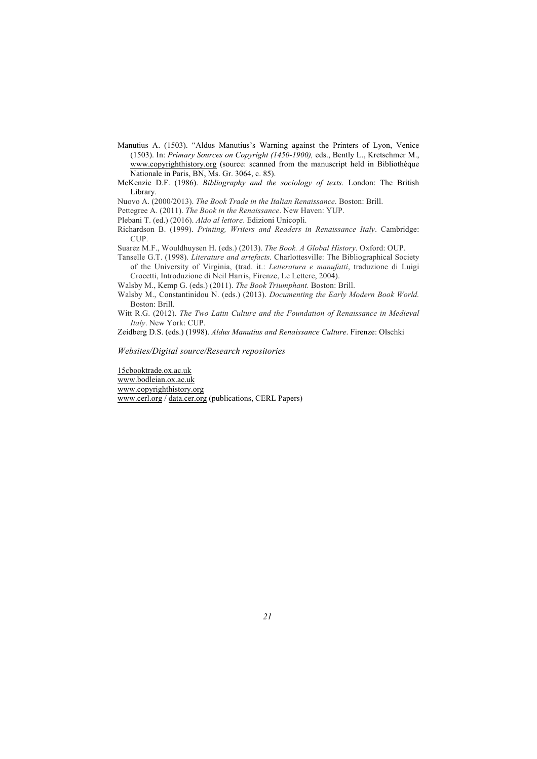Manutius A. (1503). "Aldus Manutius's Warning against the Printers of Lyon, Venice (1503). In: *Primary Sources on Copyright (1450-1900),* eds., Bently L., Kretschmer M., www.copyrighthistory.org (source: scanned from the manuscript held in Bibliothèque Nationale in Paris, BN, Ms. Gr. 3064, c. 85).

McKenzie D.F. (1986). *Bibliography and the sociology of texts*. London: The British Library.

Nuovo A. (2000/2013). *The Book Trade in the Italian Renaissance*. Boston: Brill.

Pettegree A. (2011). *The Book in the Renaissance*. New Haven: YUP.

Plebani T. (ed.) (2016). *Aldo al lettore*. Edizioni Unicopli.

Richardson B. (1999). *Printing, Writers and Readers in Renaissance Italy*. Cambridge: CUP.

Suarez M.F., Wouldhuysen H. (eds.) (2013). *The Book. A Global History*. Oxford: OUP.

Tanselle G.T. (1998). *Literature and artefacts*. Charlottesville: The Bibliographical Society of the University of Virginia, (trad. it.: *Letteratura e manufatti*, traduzione di Luigi Crocetti, Introduzione di Neil Harris, Firenze, Le Lettere, 2004).

Walsby M., Kemp G. (eds.) (2011). *The Book Triumphant.* Boston: Brill.

Walsby M., Constantinidou N. (eds.) (2013). *Documenting the Early Modern Book World.* Boston: Brill.

Witt R.G. (2012). *The Two Latin Culture and the Foundation of Renaissance in Medieval Italy*. New York: CUP.

Zeidberg D.S. (eds.) (1998). *Aldus Manutius and Renaissance Culture*. Firenze: Olschki

*Websites/Digital source/Research repositories*

15cbooktrade.ox.ac.uk
www.bodleian.ox.ac.uk
www.copyrighthistory.org
www.cerl.org / data.cer.org (publications, CERL Papers)